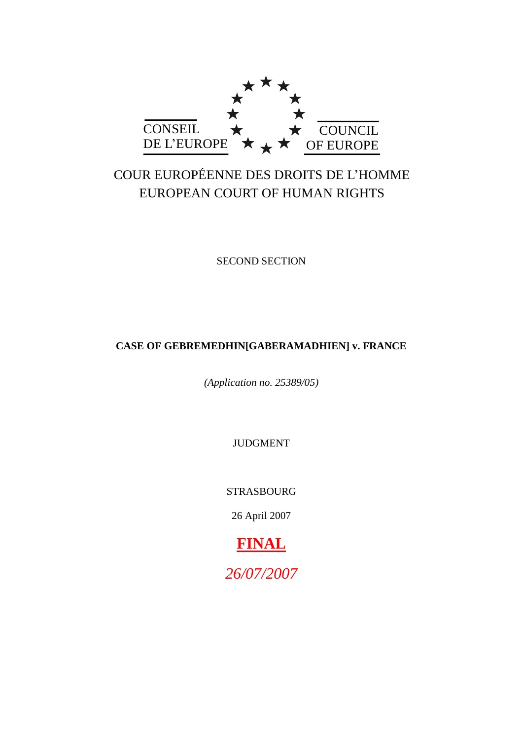CONSEIL DE L'EUROPE

COUNCIL OF EUROPE

COUR EUROPÉENNE DES DROITS DE L'HOMME
EUROPEAN COURT OF HUMAN RIGHTS

SECOND SECTION

**CASE OF GEBREMEDHIN[GABERAMADHIEN] v. FRANCE**

*(Application no. 25389/05)*

JUDGMENT

STRASBOURG

26 April 2007

**FINAL**

*26/07/2007*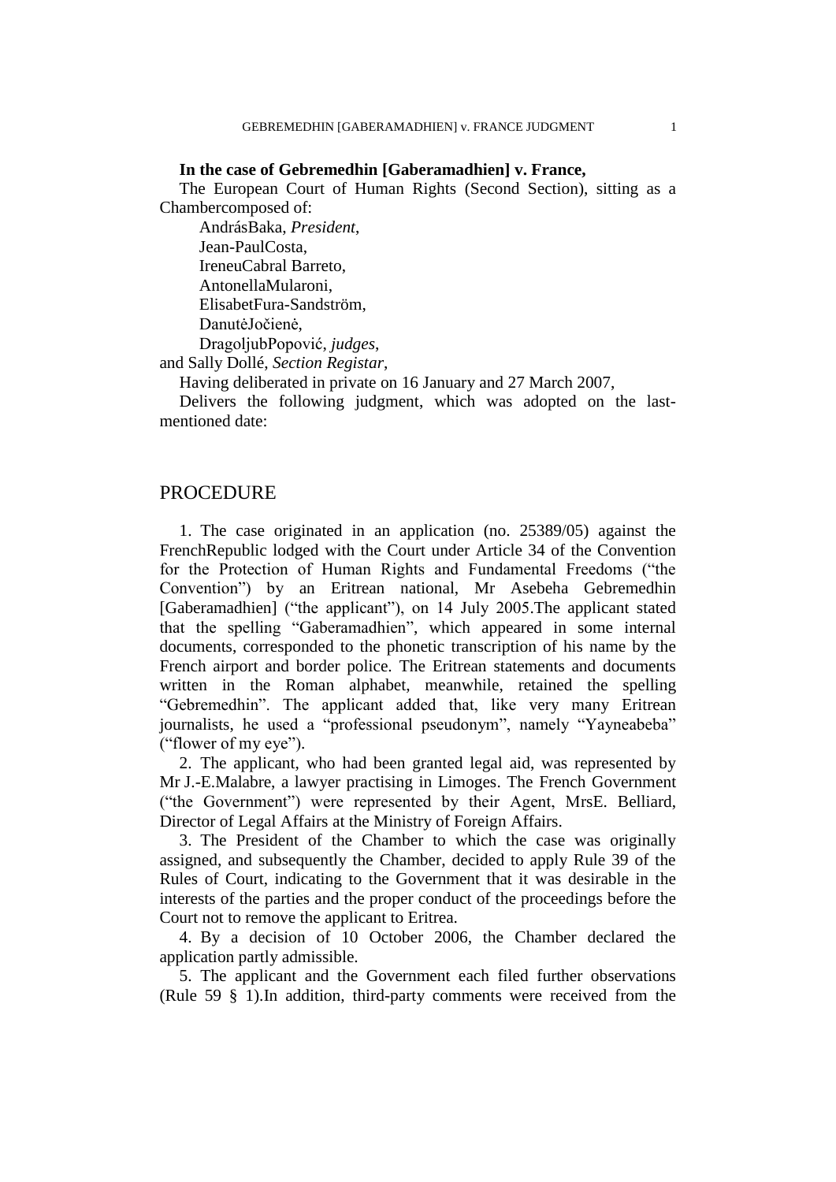**In the case of Gebremedhin [Gaberamadhien] v. France,**

The European Court of Human Rights (Second Section), sitting as a Chambercomposed of:

AndrásBaka, *President*,
Jean-PaulCosta,
IreneuCabral Barreto,
AntonellaMularoni,
ElisabetFura-Sandström,
DanutėJočienė,
DragoljubPopović, *judges*,
and Sally Dollé, *Section Registar*,

Having deliberated in private on 16 January and 27 March 2007,

Delivers the following judgment, which was adopted on the last-mentioned date:

# PROCEDURE

1. The case originated in an application (no. 25389/05) against the FrenchRepublic lodged with the Court under Article 34 of the Convention for the Protection of Human Rights and Fundamental Freedoms ("the Convention") by an Eritrean national, Mr Asebeha Gebremedhin [Gaberamadhien] ("the applicant"), on 14 July 2005.The applicant stated that the spelling "Gaberamadhien", which appeared in some internal documents, corresponded to the phonetic transcription of his name by the French airport and border police. The Eritrean statements and documents written in the Roman alphabet, meanwhile, retained the spelling "Gebremedhin". The applicant added that, like very many Eritrean journalists, he used a "professional pseudonym", namely "Yayneabeba" ("flower of my eye").

2. The applicant, who had been granted legal aid, was represented by Mr J.-E.Malabre, a lawyer practising in Limoges. The French Government ("the Government") were represented by their Agent, MrsE. Belliard, Director of Legal Affairs at the Ministry of Foreign Affairs.

3. The President of the Chamber to which the case was originally assigned, and subsequently the Chamber, decided to apply Rule 39 of the Rules of Court, indicating to the Government that it was desirable in the interests of the parties and the proper conduct of the proceedings before the Court not to remove the applicant to Eritrea.

4. By a decision of 10 October 2006, the Chamber declared the application partly admissible.

5. The applicant and the Government each filed further observations (Rule 59 § 1).In addition, third-party comments were received from the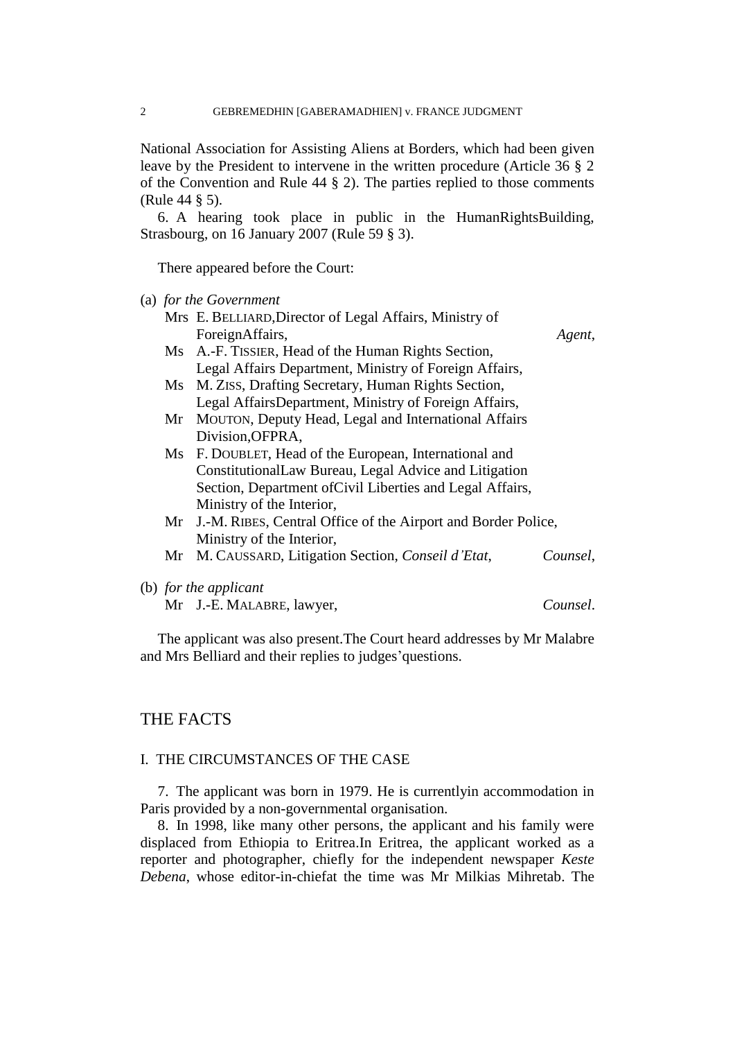National Association for Assisting Aliens at Borders, which had been given leave by the President to intervene in the written procedure (Article 36 § 2 of the Convention and Rule 44 § 2). The parties replied to those comments (Rule 44 § 5).

6. A hearing took place in public in the HumanRightsBuilding, Strasbourg, on 16 January 2007 (Rule 59 § 3).

There appeared before the Court:

(a) *for the Government*

Mrs E. BELLIARD,Director of Legal Affairs, Ministry of ForeignAffairs, *Agent*,
Ms A.-F. TISSIER, Head of the Human Rights Section, Legal Affairs Department, Ministry of Foreign Affairs,
Ms M. ZISS, Drafting Secretary, Human Rights Section, Legal AffairsDepartment, Ministry of Foreign Affairs,
Mr MOUTON, Deputy Head, Legal and International Affairs Division,OFPRA,
Ms F. DOUBLET, Head of the European, International and ConstitutionalLaw Bureau, Legal Advice and Litigation Section, Department ofCivil Liberties and Legal Affairs, Ministry of the Interior,
Mr J.-M. RIBES, Central Office of the Airport and Border Police, Ministry of the Interior,
Mr M. CAUSSARD, Litigation Section, *Conseil d'Etat*, *Counsel*,

(b) *for the applicant*

Mr J.-E. MALABRE, lawyer, *Counsel*.

The applicant was also present.The Court heard addresses by Mr Malabre and Mrs Belliard and their replies to judges'questions.

## THE FACTS

### I. THE CIRCUMSTANCES OF THE CASE

7. The applicant was born in 1979. He is currentlyin accommodation in Paris provided by a non-governmental organisation.

8. In 1998, like many other persons, the applicant and his family were displaced from Ethiopia to Eritrea.In Eritrea, the applicant worked as a reporter and photographer, chiefly for the independent newspaper *Keste Debena*, whose editor-in-chiefat the time was Mr Milkias Mihretab. The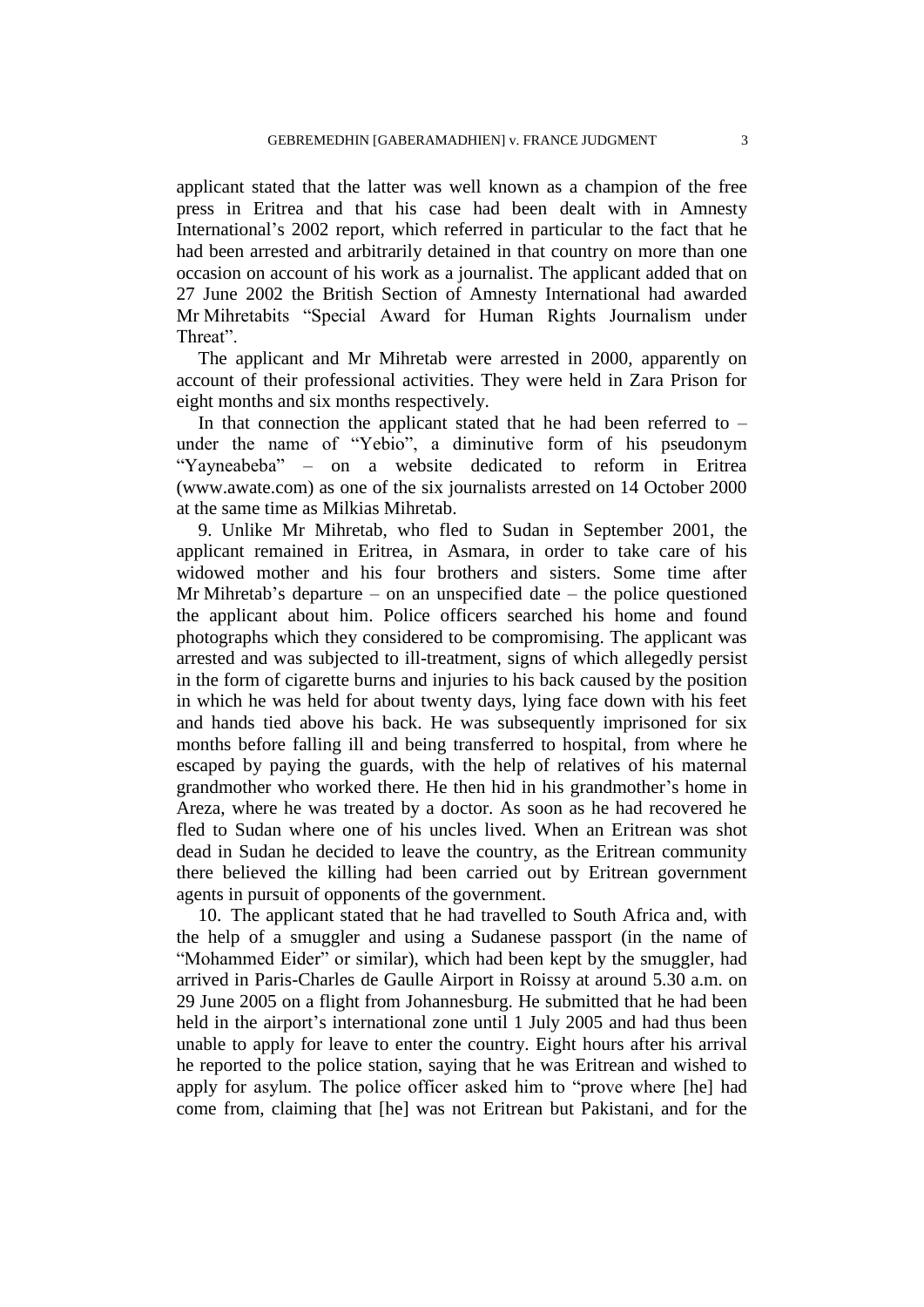applicant stated that the latter was well known as a champion of the free press in Eritrea and that his case had been dealt with in Amnesty International's 2002 report, which referred in particular to the fact that he had been arrested and arbitrarily detained in that country on more than one occasion on account of his work as a journalist. The applicant added that on 27 June 2002 the British Section of Amnesty International had awarded Mr Mihretabits "Special Award for Human Rights Journalism under Threat".

The applicant and Mr Mihretab were arrested in 2000, apparently on account of their professional activities. They were held in Zara Prison for eight months and six months respectively.

In that connection the applicant stated that he had been referred to – under the name of "Yebio", a diminutive form of his pseudonym "Yayneabeba" – on a website dedicated to reform in Eritrea (www.awate.com) as one of the six journalists arrested on 14 October 2000 at the same time as Milkias Mihretab.

9. Unlike Mr Mihretab, who fled to Sudan in September 2001, the applicant remained in Eritrea, in Asmara, in order to take care of his widowed mother and his four brothers and sisters. Some time after Mr Mihretab's departure – on an unspecified date – the police questioned the applicant about him. Police officers searched his home and found photographs which they considered to be compromising. The applicant was arrested and was subjected to ill-treatment, signs of which allegedly persist in the form of cigarette burns and injuries to his back caused by the position in which he was held for about twenty days, lying face down with his feet and hands tied above his back. He was subsequently imprisoned for six months before falling ill and being transferred to hospital, from where he escaped by paying the guards, with the help of relatives of his maternal grandmother who worked there. He then hid in his grandmother's home in Areza, where he was treated by a doctor. As soon as he had recovered he fled to Sudan where one of his uncles lived. When an Eritrean was shot dead in Sudan he decided to leave the country, as the Eritrean community there believed the killing had been carried out by Eritrean government agents in pursuit of opponents of the government.

10. The applicant stated that he had travelled to South Africa and, with the help of a smuggler and using a Sudanese passport (in the name of "Mohammed Eider" or similar), which had been kept by the smuggler, had arrived in Paris-Charles de Gaulle Airport in Roissy at around 5.30 a.m. on 29 June 2005 on a flight from Johannesburg. He submitted that he had been held in the airport's international zone until 1 July 2005 and had thus been unable to apply for leave to enter the country. Eight hours after his arrival he reported to the police station, saying that he was Eritrean and wished to apply for asylum. The police officer asked him to "prove where [he] had come from, claiming that [he] was not Eritrean but Pakistani, and for the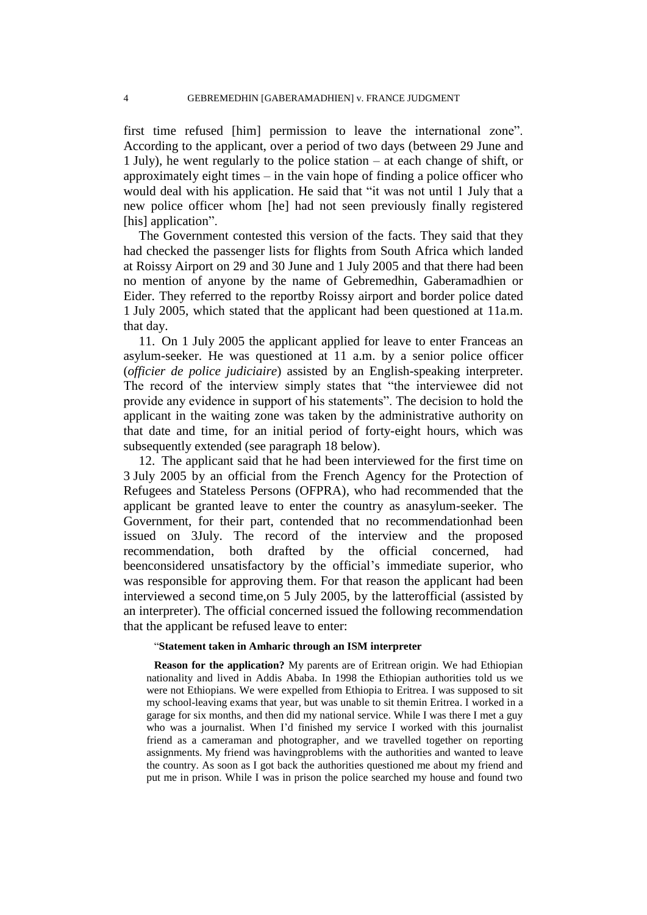first time refused [him] permission to leave the international zone". According to the applicant, over a period of two days (between 29 June and 1 July), he went regularly to the police station – at each change of shift, or approximately eight times – in the vain hope of finding a police officer who would deal with his application. He said that "it was not until 1 July that a new police officer whom [he] had not seen previously finally registered [his] application".

The Government contested this version of the facts. They said that they had checked the passenger lists for flights from South Africa which landed at Roissy Airport on 29 and 30 June and 1 July 2005 and that there had been no mention of anyone by the name of Gebremedhin, Gaberamadhien or Eider. They referred to the reportby Roissy airport and border police dated 1 July 2005, which stated that the applicant had been questioned at 11a.m. that day.

11. On 1 July 2005 the applicant applied for leave to enter Franceas an asylum-seeker. He was questioned at 11 a.m. by a senior police officer (*officier de police judiciaire*) assisted by an English-speaking interpreter. The record of the interview simply states that "the interviewee did not provide any evidence in support of his statements". The decision to hold the applicant in the waiting zone was taken by the administrative authority on that date and time, for an initial period of forty-eight hours, which was subsequently extended (see paragraph 18 below).

12. The applicant said that he had been interviewed for the first time on 3 July 2005 by an official from the French Agency for the Protection of Refugees and Stateless Persons (OFPRA), who had recommended that the applicant be granted leave to enter the country as anasylum-seeker. The Government, for their part, contended that no recommendationhad been issued on 3July. The record of the interview and the proposed recommendation, both drafted by the official concerned, had beenconsidered unsatisfactory by the official's immediate superior, who was responsible for approving them. For that reason the applicant had been interviewed a second time,on 5 July 2005, by the latterofficial (assisted by an interpreter). The official concerned issued the following recommendation that the applicant be refused leave to enter:

"**Statement taken in Amharic through an ISM interpreter**

**Reason for the application?** My parents are of Eritrean origin. We had Ethiopian nationality and lived in Addis Ababa. In 1998 the Ethiopian authorities told us we were not Ethiopians. We were expelled from Ethiopia to Eritrea. I was supposed to sit my school-leaving exams that year, but was unable to sit themin Eritrea. I worked in a garage for six months, and then did my national service. While I was there I met a guy who was a journalist. When I'd finished my service I worked with this journalist friend as a cameraman and photographer, and we travelled together on reporting assignments. My friend was havingproblems with the authorities and wanted to leave the country. As soon as I got back the authorities questioned me about my friend and put me in prison. While I was in prison the police searched my house and found two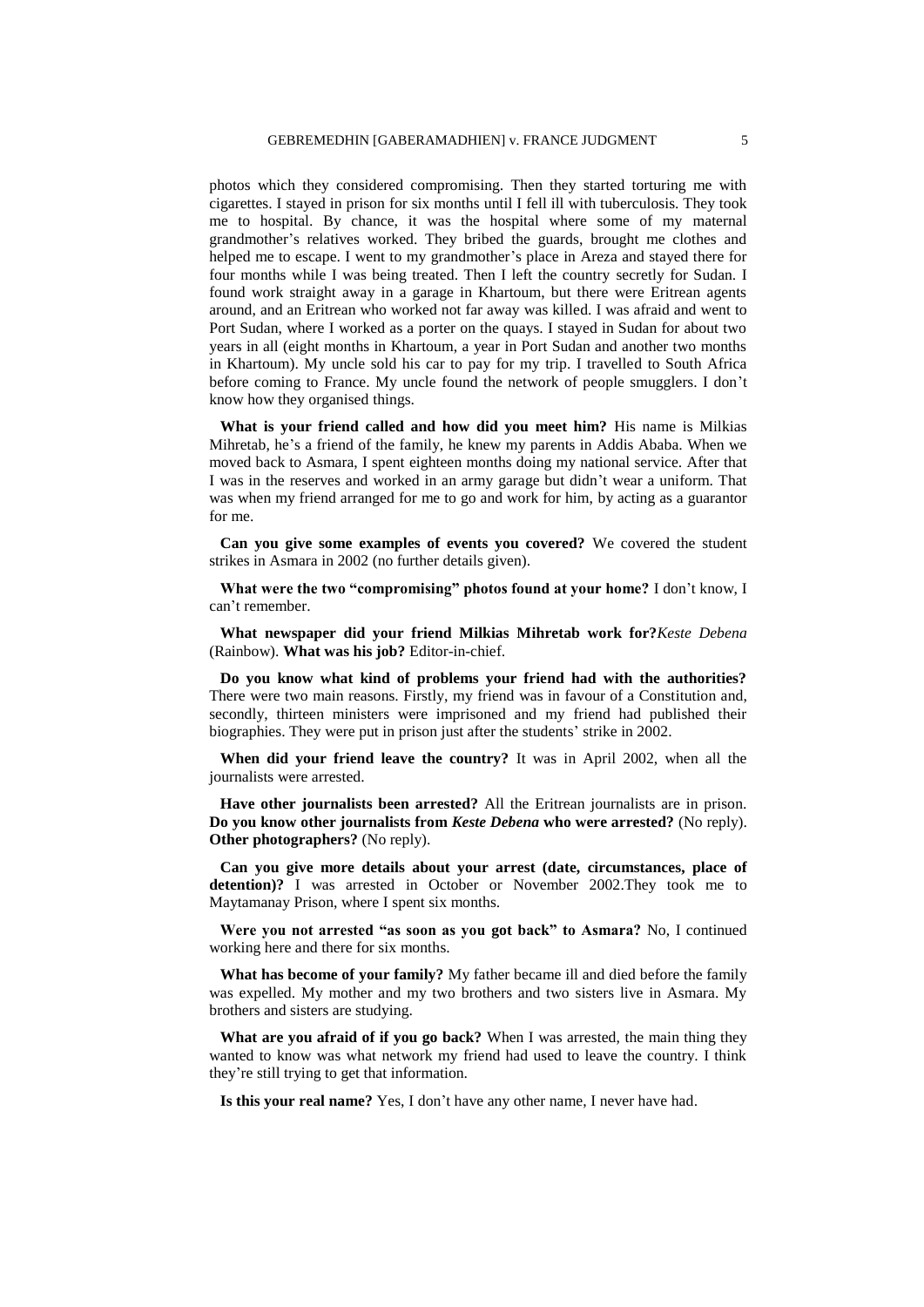photos which they considered compromising. Then they started torturing me with cigarettes. I stayed in prison for six months until I fell ill with tuberculosis. They took me to hospital. By chance, it was the hospital where some of my maternal grandmother's relatives worked. They bribed the guards, brought me clothes and helped me to escape. I went to my grandmother's place in Areza and stayed there for four months while I was being treated. Then I left the country secretly for Sudan. I found work straight away in a garage in Khartoum, but there were Eritrean agents around, and an Eritrean who worked not far away was killed. I was afraid and went to Port Sudan, where I worked as a porter on the quays. I stayed in Sudan for about two years in all (eight months in Khartoum, a year in Port Sudan and another two months in Khartoum). My uncle sold his car to pay for my trip. I travelled to South Africa before coming to France. My uncle found the network of people smugglers. I don't know how they organised things.

**What is your friend called and how did you meet him?** His name is Milkias Mihretab, he's a friend of the family, he knew my parents in Addis Ababa. When we moved back to Asmara, I spent eighteen months doing my national service. After that I was in the reserves and worked in an army garage but didn't wear a uniform. That was when my friend arranged for me to go and work for him, by acting as a guarantor for me.

**Can you give some examples of events you covered?** We covered the student strikes in Asmara in 2002 (no further details given).

**What were the two "compromising" photos found at your home?** I don't know, I can't remember.

**What newspaper did your friend Milkias Mihretab work for?***Keste Debena* (Rainbow). **What was his job?** Editor-in-chief.

**Do you know what kind of problems your friend had with the authorities?** There were two main reasons. Firstly, my friend was in favour of a Constitution and, secondly, thirteen ministers were imprisoned and my friend had published their biographies. They were put in prison just after the students' strike in 2002.

**When did your friend leave the country?** It was in April 2002, when all the journalists were arrested.

**Have other journalists been arrested?** All the Eritrean journalists are in prison. **Do you know other journalists from *Keste Debena* who were arrested?** (No reply). **Other photographers?** (No reply).

**Can you give more details about your arrest (date, circumstances, place of detention)?** I was arrested in October or November 2002.They took me to Maytamanay Prison, where I spent six months.

**Were you not arrested "as soon as you got back" to Asmara?** No, I continued working here and there for six months.

**What has become of your family?** My father became ill and died before the family was expelled. My mother and my two brothers and two sisters live in Asmara. My brothers and sisters are studying.

**What are you afraid of if you go back?** When I was arrested, the main thing they wanted to know was what network my friend had used to leave the country. I think they're still trying to get that information.

**Is this your real name?** Yes, I don't have any other name, I never have had.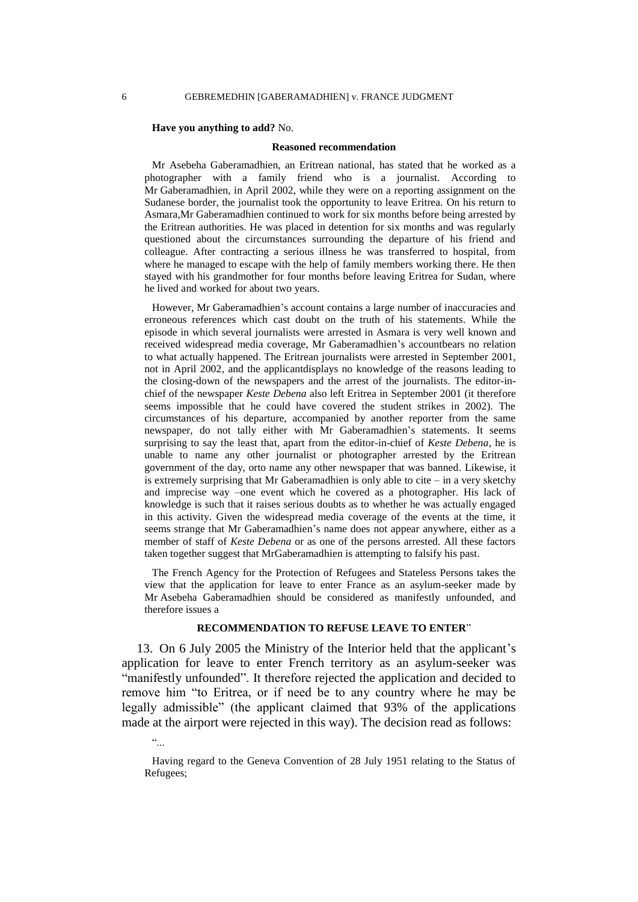**Have you anything to add?** No.

**Reasoned recommendation**

Mr Asebeha Gaberamadhien, an Eritrean national, has stated that he worked as a photographer with a family friend who is a journalist. According to Mr Gaberamadhien, in April 2002, while they were on a reporting assignment on the Sudanese border, the journalist took the opportunity to leave Eritrea. On his return to Asmara,Mr Gaberamadhien continued to work for six months before being arrested by the Eritrean authorities. He was placed in detention for six months and was regularly questioned about the circumstances surrounding the departure of his friend and colleague. After contracting a serious illness he was transferred to hospital, from where he managed to escape with the help of family members working there. He then stayed with his grandmother for four months before leaving Eritrea for Sudan, where he lived and worked for about two years.

However, Mr Gaberamadhien's account contains a large number of inaccuracies and erroneous references which cast doubt on the truth of his statements. While the episode in which several journalists were arrested in Asmara is very well known and received widespread media coverage, Mr Gaberamadhien's accountbears no relation to what actually happened. The Eritrean journalists were arrested in September 2001, not in April 2002, and the applicantdisplays no knowledge of the reasons leading to the closing-down of the newspapers and the arrest of the journalists. The editor-in-chief of the newspaper *Keste Debena* also left Eritrea in September 2001 (it therefore seems impossible that he could have covered the student strikes in 2002). The circumstances of his departure, accompanied by another reporter from the same newspaper, do not tally either with Mr Gaberamadhien's statements. It seems surprising to say the least that, apart from the editor-in-chief of *Keste Debena*, he is unable to name any other journalist or photographer arrested by the Eritrean government of the day, orto name any other newspaper that was banned. Likewise, it is extremely surprising that Mr Gaberamadhien is only able to cite – in a very sketchy and imprecise way –one event which he covered as a photographer. His lack of knowledge is such that it raises serious doubts as to whether he was actually engaged in this activity. Given the widespread media coverage of the events at the time, it seems strange that Mr Gaberamadhien's name does not appear anywhere, either as a member of staff of *Keste Debena* or as one of the persons arrested. All these factors taken together suggest that MrGaberamadhien is attempting to falsify his past.

The French Agency for the Protection of Refugees and Stateless Persons takes the view that the application for leave to enter France as an asylum-seeker made by Mr Asebeha Gaberamadhien should be considered as manifestly unfounded, and therefore issues a

**RECOMMENDATION TO REFUSE LEAVE TO ENTER**"

13. On 6 July 2005 the Ministry of the Interior held that the applicant's application for leave to enter French territory as an asylum-seeker was "manifestly unfounded". It therefore rejected the application and decided to remove him "to Eritrea, or if need be to any country where he may be legally admissible" (the applicant claimed that 93% of the applications made at the airport were rejected in this way). The decision read as follows:

"...

Having regard to the Geneva Convention of 28 July 1951 relating to the Status of Refugees;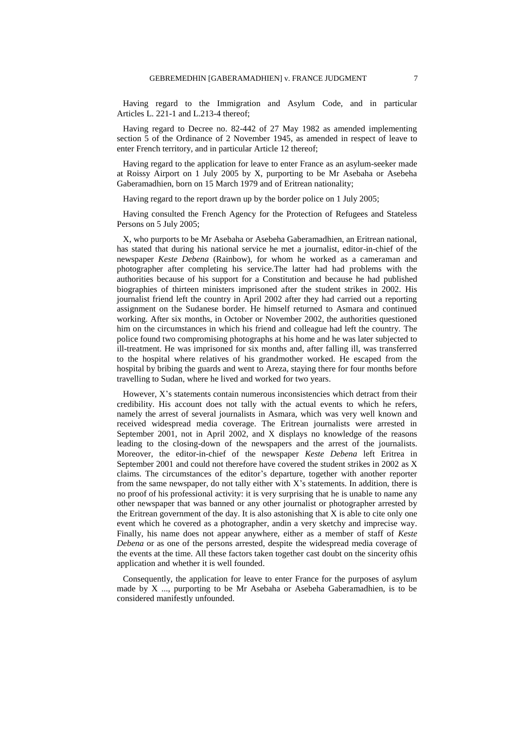Having regard to the Immigration and Asylum Code, and in particular Articles L. 221-1 and L.213-4 thereof;

Having regard to Decree no. 82-442 of 27 May 1982 as amended implementing section 5 of the Ordinance of 2 November 1945, as amended in respect of leave to enter French territory, and in particular Article 12 thereof;

Having regard to the application for leave to enter France as an asylum-seeker made at Roissy Airport on 1 July 2005 by X, purporting to be Mr Asebaha or Asebeha Gaberamadhien, born on 15 March 1979 and of Eritrean nationality;

Having regard to the report drawn up by the border police on 1 July 2005;

Having consulted the French Agency for the Protection of Refugees and Stateless Persons on 5 July 2005;

X, who purports to be Mr Asebaha or Asebeha Gaberamadhien, an Eritrean national, has stated that during his national service he met a journalist, editor-in-chief of the newspaper *Keste Debena* (Rainbow), for whom he worked as a cameraman and photographer after completing his service.The latter had had problems with the authorities because of his support for a Constitution and because he had published biographies of thirteen ministers imprisoned after the student strikes in 2002. His journalist friend left the country in April 2002 after they had carried out a reporting assignment on the Sudanese border. He himself returned to Asmara and continued working. After six months, in October or November 2002, the authorities questioned him on the circumstances in which his friend and colleague had left the country. The police found two compromising photographs at his home and he was later subjected to ill-treatment. He was imprisoned for six months and, after falling ill, was transferred to the hospital where relatives of his grandmother worked. He escaped from the hospital by bribing the guards and went to Areza, staying there for four months before travelling to Sudan, where he lived and worked for two years.

However, X's statements contain numerous inconsistencies which detract from their credibility. His account does not tally with the actual events to which he refers, namely the arrest of several journalists in Asmara, which was very well known and received widespread media coverage. The Eritrean journalists were arrested in September 2001, not in April 2002, and X displays no knowledge of the reasons leading to the closing-down of the newspapers and the arrest of the journalists. Moreover, the editor-in-chief of the newspaper *Keste Debena* left Eritrea in September 2001 and could not therefore have covered the student strikes in 2002 as X claims. The circumstances of the editor's departure, together with another reporter from the same newspaper, do not tally either with X's statements. In addition, there is no proof of his professional activity: it is very surprising that he is unable to name any other newspaper that was banned or any other journalist or photographer arrested by the Eritrean government of the day. It is also astonishing that X is able to cite only one event which he covered as a photographer, andin a very sketchy and imprecise way. Finally, his name does not appear anywhere, either as a member of staff of *Keste Debena* or as one of the persons arrested, despite the widespread media coverage of the events at the time. All these factors taken together cast doubt on the sincerity ofhis application and whether it is well founded.

Consequently, the application for leave to enter France for the purposes of asylum made by X ..., purporting to be Mr Asebaha or Asebeha Gaberamadhien, is to be considered manifestly unfounded.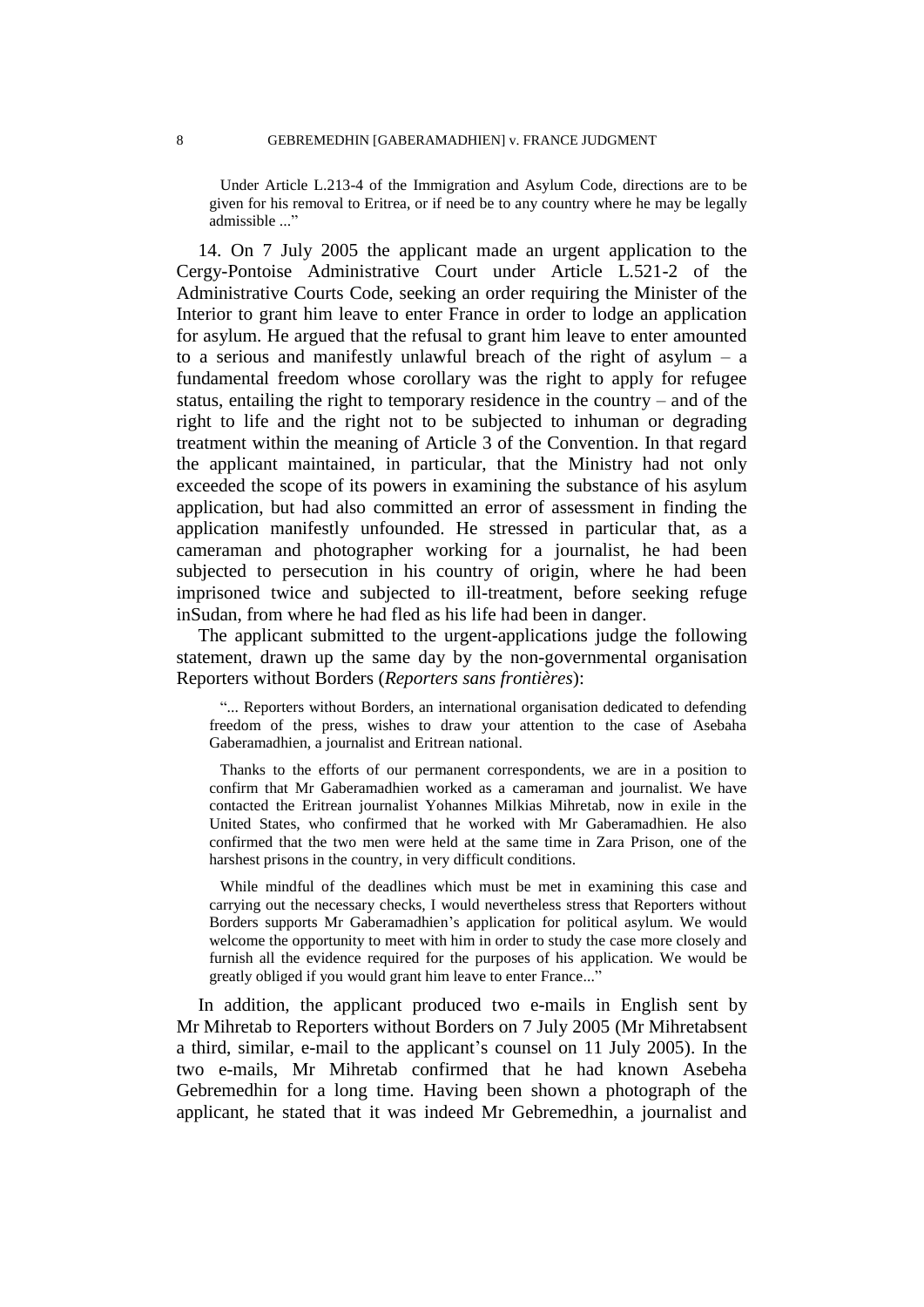> Under Article L.213-4 of the Immigration and Asylum Code, directions are to be given for his removal to Eritrea, or if need be to any country where he may be legally admissible ..."

14. On 7 July 2005 the applicant made an urgent application to the Cergy-Pontoise Administrative Court under Article L.521-2 of the Administrative Courts Code, seeking an order requiring the Minister of the Interior to grant him leave to enter France in order to lodge an application for asylum. He argued that the refusal to grant him leave to enter amounted to a serious and manifestly unlawful breach of the right of asylum – a fundamental freedom whose corollary was the right to apply for refugee status, entailing the right to temporary residence in the country – and of the right to life and the right not to be subjected to inhuman or degrading treatment within the meaning of Article 3 of the Convention. In that regard the applicant maintained, in particular, that the Ministry had not only exceeded the scope of its powers in examining the substance of his asylum application, but had also committed an error of assessment in finding the application manifestly unfounded. He stressed in particular that, as a cameraman and photographer working for a journalist, he had been subjected to persecution in his country of origin, where he had been imprisoned twice and subjected to ill-treatment, before seeking refuge inSudan, from where he had fled as his life had been in danger.

The applicant submitted to the urgent-applications judge the following statement, drawn up the same day by the non-governmental organisation Reporters without Borders (*Reporters sans frontières*):

> "... Reporters without Borders, an international organisation dedicated to defending freedom of the press, wishes to draw your attention to the case of Asebaha Gaberamadhien, a journalist and Eritrean national.
>
> Thanks to the efforts of our permanent correspondents, we are in a position to confirm that Mr Gaberamadhien worked as a cameraman and journalist. We have contacted the Eritrean journalist Yohannes Milkias Mihretab, now in exile in the United States, who confirmed that he worked with Mr Gaberamadhien. He also confirmed that the two men were held at the same time in Zara Prison, one of the harshest prisons in the country, in very difficult conditions.
>
> While mindful of the deadlines which must be met in examining this case and carrying out the necessary checks, I would nevertheless stress that Reporters without Borders supports Mr Gaberamadhien's application for political asylum. We would welcome the opportunity to meet with him in order to study the case more closely and furnish all the evidence required for the purposes of his application. We would be greatly obliged if you would grant him leave to enter France..."

In addition, the applicant produced two e-mails in English sent by Mr Mihretab to Reporters without Borders on 7 July 2005 (Mr Mihretabsent a third, similar, e-mail to the applicant's counsel on 11 July 2005). In the two e-mails, Mr Mihretab confirmed that he had known Asebeha Gebremedhin for a long time. Having been shown a photograph of the applicant, he stated that it was indeed Mr Gebremedhin, a journalist and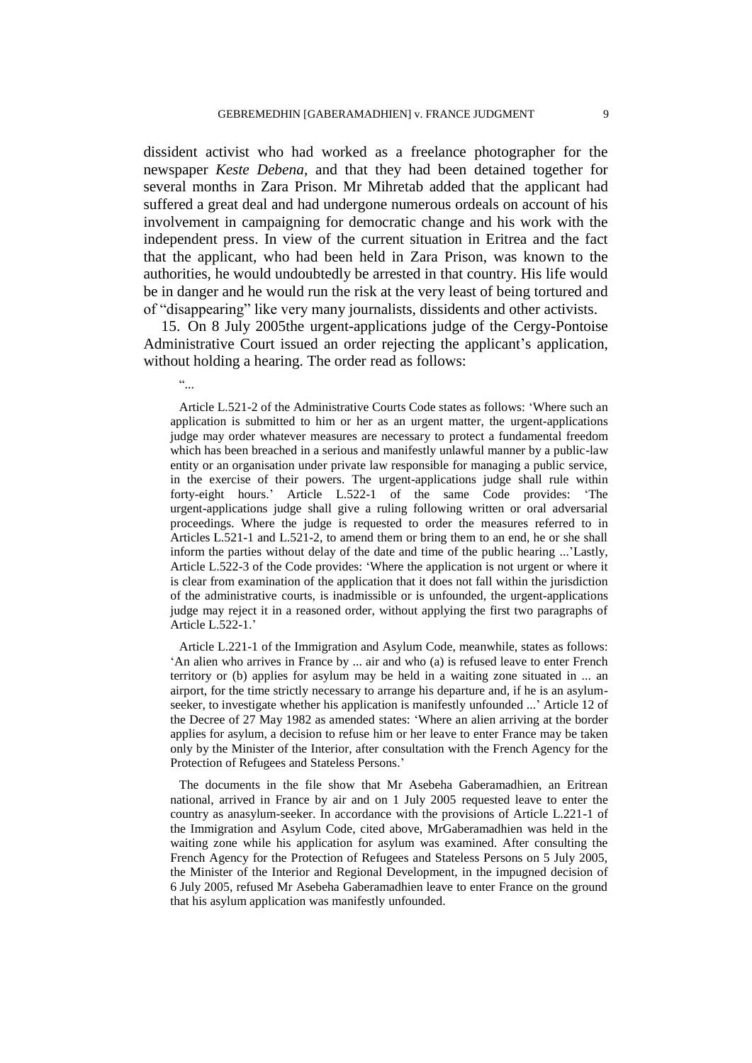dissident activist who had worked as a freelance photographer for the newspaper *Keste Debena*, and that they had been detained together for several months in Zara Prison. Mr Mihretab added that the applicant had suffered a great deal and had undergone numerous ordeals on account of his involvement in campaigning for democratic change and his work with the independent press. In view of the current situation in Eritrea and the fact that the applicant, who had been held in Zara Prison, was known to the authorities, he would undoubtedly be arrested in that country. His life would be in danger and he would run the risk at the very least of being tortured and of "disappearing" like very many journalists, dissidents and other activists.

15. On 8 July 2005the urgent-applications judge of the Cergy-Pontoise Administrative Court issued an order rejecting the applicant's application, without holding a hearing. The order read as follows:

> "...
>
> Article L.521-2 of the Administrative Courts Code states as follows: 'Where such an application is submitted to him or her as an urgent matter, the urgent-applications judge may order whatever measures are necessary to protect a fundamental freedom which has been breached in a serious and manifestly unlawful manner by a public-law entity or an organisation under private law responsible for managing a public service, in the exercise of their powers. The urgent-applications judge shall rule within forty-eight hours.' Article L.522-1 of the same Code provides: 'The urgent-applications judge shall give a ruling following written or oral adversarial proceedings. Where the judge is requested to order the measures referred to in Articles L.521-1 and L.521-2, to amend them or bring them to an end, he or she shall inform the parties without delay of the date and time of the public hearing ...'Lastly, Article L.522-3 of the Code provides: 'Where the application is not urgent or where it is clear from examination of the application that it does not fall within the jurisdiction of the administrative courts, is inadmissible or is unfounded, the urgent-applications judge may reject it in a reasoned order, without applying the first two paragraphs of Article L.522-1.'
>
> Article L.221-1 of the Immigration and Asylum Code, meanwhile, states as follows: 'An alien who arrives in France by ... air and who (a) is refused leave to enter French territory or (b) applies for asylum may be held in a waiting zone situated in ... an airport, for the time strictly necessary to arrange his departure and, if he is an asylum-seeker, to investigate whether his application is manifestly unfounded ...' Article 12 of the Decree of 27 May 1982 as amended states: 'Where an alien arriving at the border applies for asylum, a decision to refuse him or her leave to enter France may be taken only by the Minister of the Interior, after consultation with the French Agency for the Protection of Refugees and Stateless Persons.'
>
> The documents in the file show that Mr Asebeha Gaberamadhien, an Eritrean national, arrived in France by air and on 1 July 2005 requested leave to enter the country as anasylum-seeker. In accordance with the provisions of Article L.221-1 of the Immigration and Asylum Code, cited above, MrGaberamadhien was held in the waiting zone while his application for asylum was examined. After consulting the French Agency for the Protection of Refugees and Stateless Persons on 5 July 2005, the Minister of the Interior and Regional Development, in the impugned decision of 6 July 2005, refused Mr Asebeha Gaberamadhien leave to enter France on the ground that his asylum application was manifestly unfounded.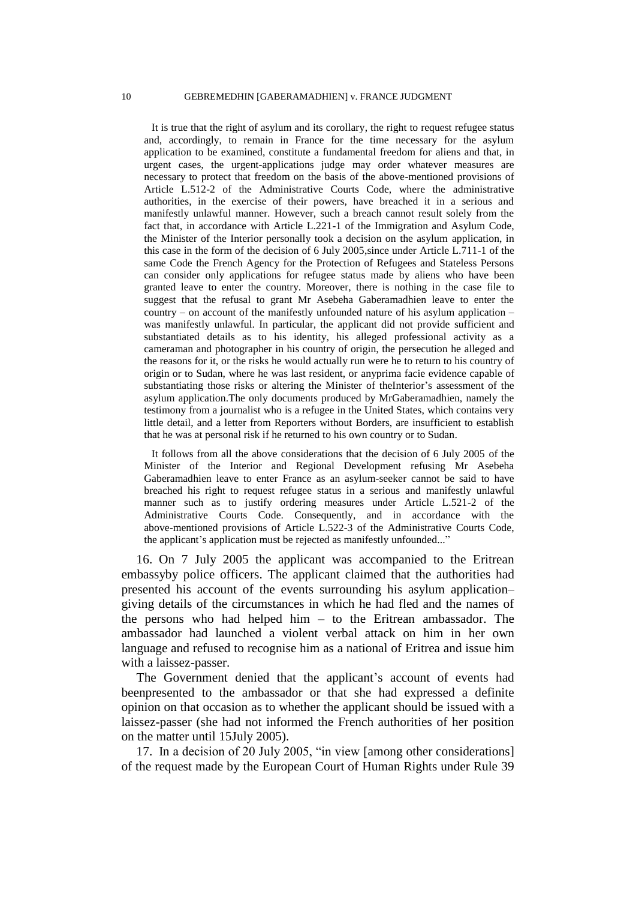It is true that the right of asylum and its corollary, the right to request refugee status and, accordingly, to remain in France for the time necessary for the asylum application to be examined, constitute a fundamental freedom for aliens and that, in urgent cases, the urgent-applications judge may order whatever measures are necessary to protect that freedom on the basis of the above-mentioned provisions of Article L.512-2 of the Administrative Courts Code, where the administrative authorities, in the exercise of their powers, have breached it in a serious and manifestly unlawful manner. However, such a breach cannot result solely from the fact that, in accordance with Article L.221-1 of the Immigration and Asylum Code, the Minister of the Interior personally took a decision on the asylum application, in this case in the form of the decision of 6 July 2005,since under Article L.711-1 of the same Code the French Agency for the Protection of Refugees and Stateless Persons can consider only applications for refugee status made by aliens who have been granted leave to enter the country. Moreover, there is nothing in the case file to suggest that the refusal to grant Mr Asebeha Gaberamadhien leave to enter the country – on account of the manifestly unfounded nature of his asylum application – was manifestly unlawful. In particular, the applicant did not provide sufficient and substantiated details as to his identity, his alleged professional activity as a cameraman and photographer in his country of origin, the persecution he alleged and the reasons for it, or the risks he would actually run were he to return to his country of origin or to Sudan, where he was last resident, or anyprima facie evidence capable of substantiating those risks or altering the Minister of theInterior's assessment of the asylum application.The only documents produced by MrGaberamadhien, namely the testimony from a journalist who is a refugee in the United States, which contains very little detail, and a letter from Reporters without Borders, are insufficient to establish that he was at personal risk if he returned to his own country or to Sudan.

It follows from all the above considerations that the decision of 6 July 2005 of the Minister of the Interior and Regional Development refusing Mr Asebeha Gaberamadhien leave to enter France as an asylum-seeker cannot be said to have breached his right to request refugee status in a serious and manifestly unlawful manner such as to justify ordering measures under Article L.521-2 of the Administrative Courts Code. Consequently, and in accordance with the above-mentioned provisions of Article L.522-3 of the Administrative Courts Code, the applicant's application must be rejected as manifestly unfounded..."

16. On 7 July 2005 the applicant was accompanied to the Eritrean embassyby police officers. The applicant claimed that the authorities had presented his account of the events surrounding his asylum application– giving details of the circumstances in which he had fled and the names of the persons who had helped him – to the Eritrean ambassador. The ambassador had launched a violent verbal attack on him in her own language and refused to recognise him as a national of Eritrea and issue him with a laissez-passer.

The Government denied that the applicant's account of events had beenpresented to the ambassador or that she had expressed a definite opinion on that occasion as to whether the applicant should be issued with a laissez-passer (she had not informed the French authorities of her position on the matter until 15July 2005).

17. In a decision of 20 July 2005, "in view [among other considerations] of the request made by the European Court of Human Rights under Rule 39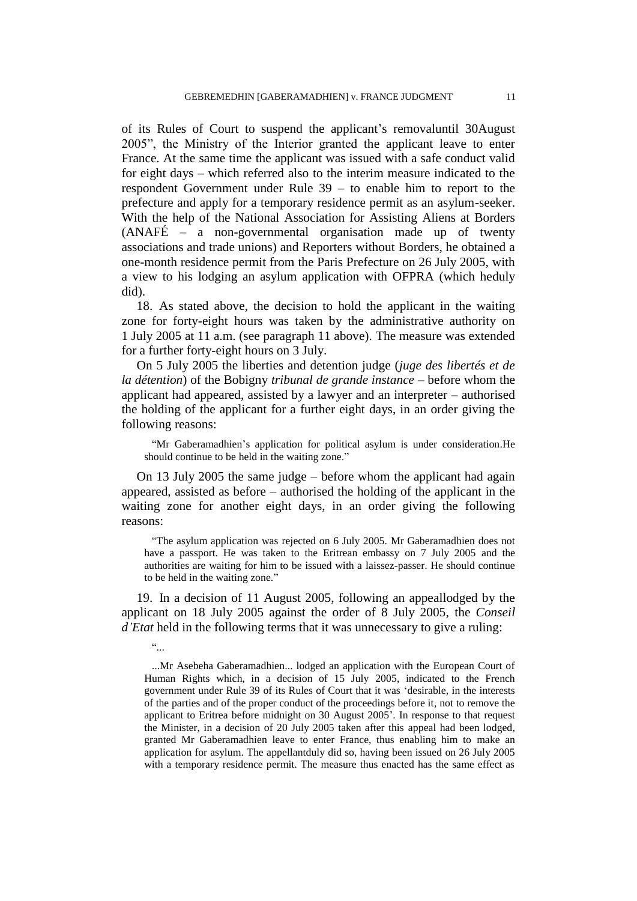of its Rules of Court to suspend the applicant's removaluntil 30August 2005", the Ministry of the Interior granted the applicant leave to enter France. At the same time the applicant was issued with a safe conduct valid for eight days – which referred also to the interim measure indicated to the respondent Government under Rule 39 – to enable him to report to the prefecture and apply for a temporary residence permit as an asylum-seeker. With the help of the National Association for Assisting Aliens at Borders (ANAFÉ – a non-governmental organisation made up of twenty associations and trade unions) and Reporters without Borders, he obtained a one-month residence permit from the Paris Prefecture on 26 July 2005, with a view to his lodging an asylum application with OFPRA (which heduly did).

18. As stated above, the decision to hold the applicant in the waiting zone for forty-eight hours was taken by the administrative authority on 1 July 2005 at 11 a.m. (see paragraph 11 above). The measure was extended for a further forty-eight hours on 3 July.

On 5 July 2005 the liberties and detention judge (*juge des libertés et de la détention*) of the Bobigny *tribunal de grande instance* – before whom the applicant had appeared, assisted by a lawyer and an interpreter – authorised the holding of the applicant for a further eight days, in an order giving the following reasons:

> "Mr Gaberamadhien's application for political asylum is under consideration.He should continue to be held in the waiting zone."

On 13 July 2005 the same judge – before whom the applicant had again appeared, assisted as before – authorised the holding of the applicant in the waiting zone for another eight days, in an order giving the following reasons:

> "The asylum application was rejected on 6 July 2005. Mr Gaberamadhien does not have a passport. He was taken to the Eritrean embassy on 7 July 2005 and the authorities are waiting for him to be issued with a laissez-passer. He should continue to be held in the waiting zone."

19. In a decision of 11 August 2005, following an appeallodged by the applicant on 18 July 2005 against the order of 8 July 2005, the *Conseil d'Etat* held in the following terms that it was unnecessary to give a ruling:

> "...
>
> ...Mr Asebeha Gaberamadhien... lodged an application with the European Court of Human Rights which, in a decision of 15 July 2005, indicated to the French government under Rule 39 of its Rules of Court that it was 'desirable, in the interests of the parties and of the proper conduct of the proceedings before it, not to remove the applicant to Eritrea before midnight on 30 August 2005'. In response to that request the Minister, in a decision of 20 July 2005 taken after this appeal had been lodged, granted Mr Gaberamadhien leave to enter France, thus enabling him to make an application for asylum. The appellantduly did so, having been issued on 26 July 2005 with a temporary residence permit. The measure thus enacted has the same effect as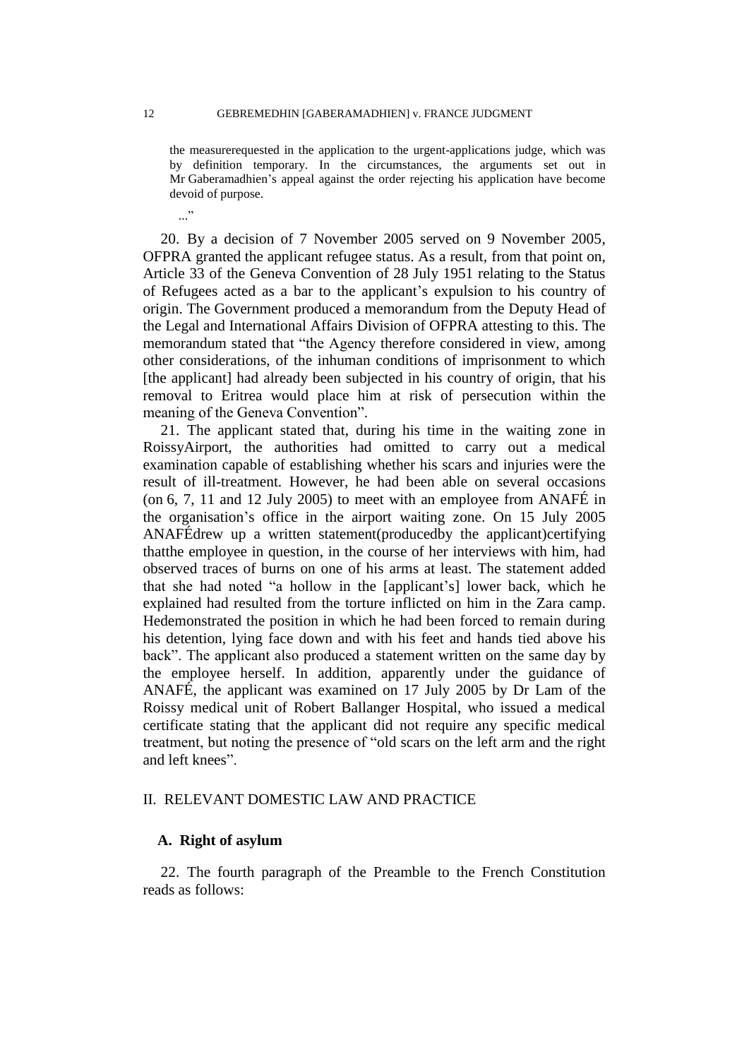the measurerequested in the application to the urgent-applications judge, which was by definition temporary. In the circumstances, the arguments set out in Mr Gaberamadhien's appeal against the order rejecting his application have become devoid of purpose.

..."

20. By a decision of 7 November 2005 served on 9 November 2005, OFPRA granted the applicant refugee status. As a result, from that point on, Article 33 of the Geneva Convention of 28 July 1951 relating to the Status of Refugees acted as a bar to the applicant's expulsion to his country of origin. The Government produced a memorandum from the Deputy Head of the Legal and International Affairs Division of OFPRA attesting to this. The memorandum stated that "the Agency therefore considered in view, among other considerations, of the inhuman conditions of imprisonment to which [the applicant] had already been subjected in his country of origin, that his removal to Eritrea would place him at risk of persecution within the meaning of the Geneva Convention".

21. The applicant stated that, during his time in the waiting zone in RoissyAirport, the authorities had omitted to carry out a medical examination capable of establishing whether his scars and injuries were the result of ill-treatment. However, he had been able on several occasions (on 6, 7, 11 and 12 July 2005) to meet with an employee from ANAFÉ in the organisation's office in the airport waiting zone. On 15 July 2005 ANAFÉdrew up a written statement(producedby the applicant)certifying thatthe employee in question, in the course of her interviews with him, had observed traces of burns on one of his arms at least. The statement added that she had noted "a hollow in the [applicant's] lower back, which he explained had resulted from the torture inflicted on him in the Zara camp. Hedemonstrated the position in which he had been forced to remain during his detention, lying face down and with his feet and hands tied above his back". The applicant also produced a statement written on the same day by the employee herself. In addition, apparently under the guidance of ANAFÉ, the applicant was examined on 17 July 2005 by Dr Lam of the Roissy medical unit of Robert Ballanger Hospital, who issued a medical certificate stating that the applicant did not require any specific medical treatment, but noting the presence of "old scars on the left arm and the right and left knees".

## II. RELEVANT DOMESTIC LAW AND PRACTICE

### A. Right of asylum

22. The fourth paragraph of the Preamble to the French Constitution reads as follows: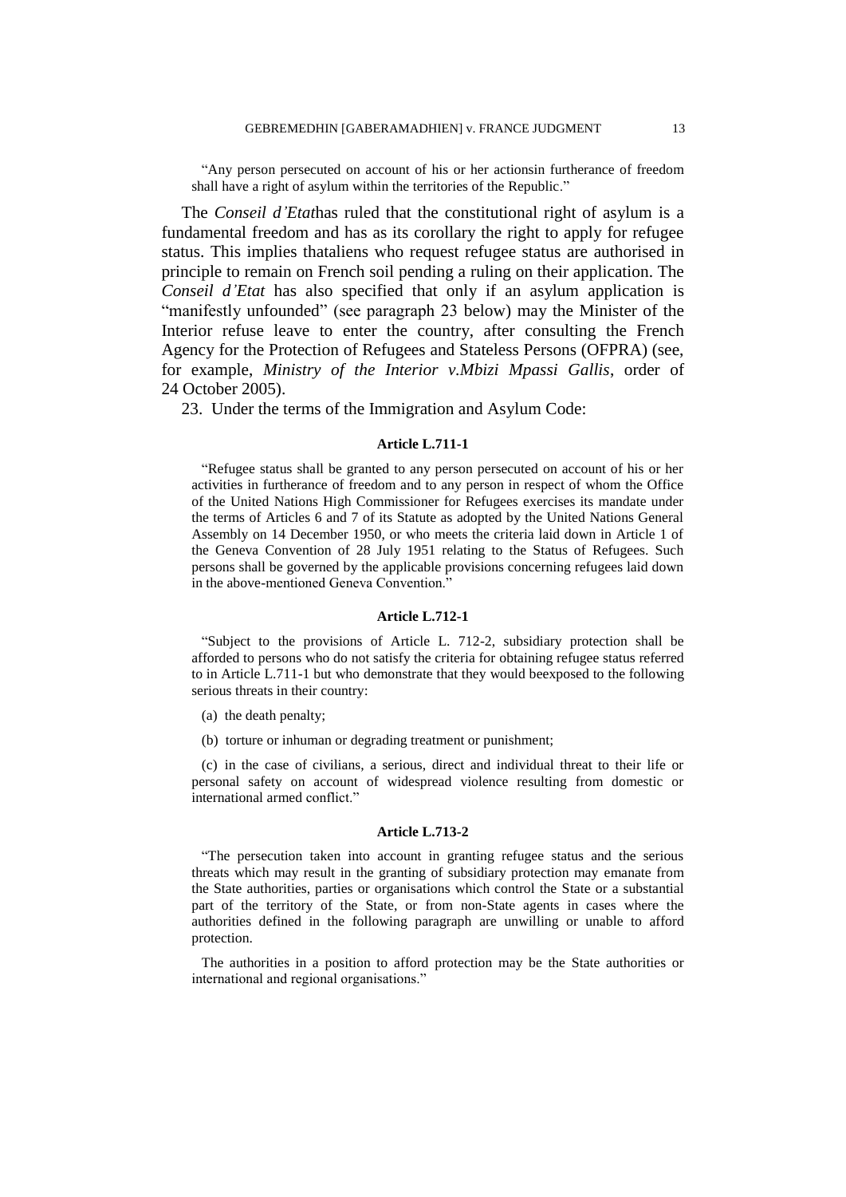"Any person persecuted on account of his or her actionsin furtherance of freedom shall have a right of asylum within the territories of the Republic."

The *Conseil d'Etat*has ruled that the constitutional right of asylum is a fundamental freedom and has as its corollary the right to apply for refugee status. This implies thataliens who request refugee status are authorised in principle to remain on French soil pending a ruling on their application. The *Conseil d'Etat* has also specified that only if an asylum application is "manifestly unfounded" (see paragraph 23 below) may the Minister of the Interior refuse leave to enter the country, after consulting the French Agency for the Protection of Refugees and Stateless Persons (OFPRA) (see, for example, *Ministry of the Interior v.Mbizi Mpassi Gallis*, order of 24 October 2005).

23. Under the terms of the Immigration and Asylum Code:

**Article L.711-1**

"Refugee status shall be granted to any person persecuted on account of his or her activities in furtherance of freedom and to any person in respect of whom the Office of the United Nations High Commissioner for Refugees exercises its mandate under the terms of Articles 6 and 7 of its Statute as adopted by the United Nations General Assembly on 14 December 1950, or who meets the criteria laid down in Article 1 of the Geneva Convention of 28 July 1951 relating to the Status of Refugees. Such persons shall be governed by the applicable provisions concerning refugees laid down in the above-mentioned Geneva Convention."

**Article L.712-1**

"Subject to the provisions of Article L. 712-2, subsidiary protection shall be afforded to persons who do not satisfy the criteria for obtaining refugee status referred to in Article L.711-1 but who demonstrate that they would beexposed to the following serious threats in their country:

(a) the death penalty;

(b) torture or inhuman or degrading treatment or punishment;

(c) in the case of civilians, a serious, direct and individual threat to their life or personal safety on account of widespread violence resulting from domestic or international armed conflict."

**Article L.713-2**

"The persecution taken into account in granting refugee status and the serious threats which may result in the granting of subsidiary protection may emanate from the State authorities, parties or organisations which control the State or a substantial part of the territory of the State, or from non-State agents in cases where the authorities defined in the following paragraph are unwilling or unable to afford protection.

The authorities in a position to afford protection may be the State authorities or international and regional organisations."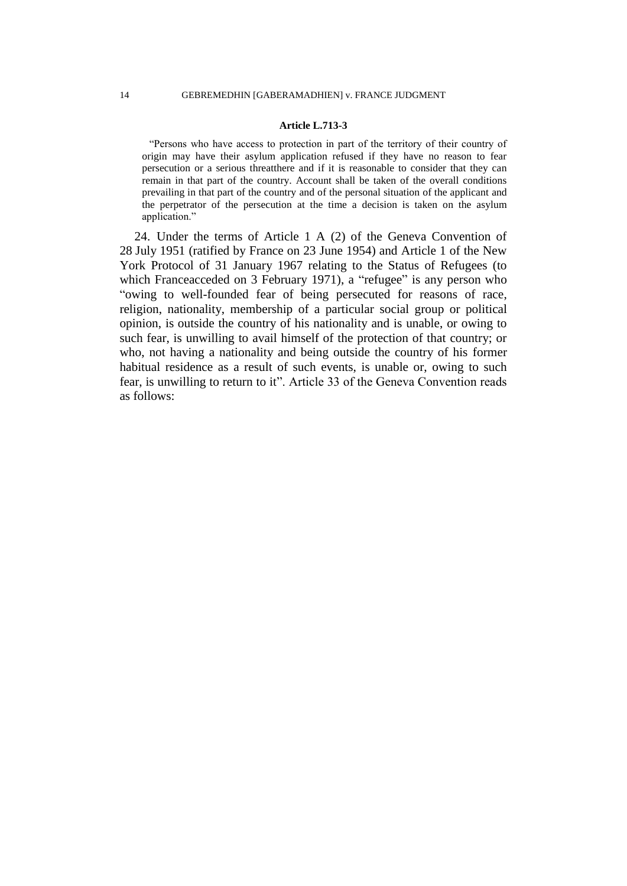**Article L.713-3**

> "Persons who have access to protection in part of the territory of their country of origin may have their asylum application refused if they have no reason to fear persecution or a serious threatthere and if it is reasonable to consider that they can remain in that part of the country. Account shall be taken of the overall conditions prevailing in that part of the country and of the personal situation of the applicant and the perpetrator of the persecution at the time a decision is taken on the asylum application."

24. Under the terms of Article 1 A (2) of the Geneva Convention of 28 July 1951 (ratified by France on 23 June 1954) and Article 1 of the New York Protocol of 31 January 1967 relating to the Status of Refugees (to which Franceacceded on 3 February 1971), a "refugee" is any person who "owing to well-founded fear of being persecuted for reasons of race, religion, nationality, membership of a particular social group or political opinion, is outside the country of his nationality and is unable, or owing to such fear, is unwilling to avail himself of the protection of that country; or who, not having a nationality and being outside the country of his former habitual residence as a result of such events, is unable or, owing to such fear, is unwilling to return to it". Article 33 of the Geneva Convention reads as follows: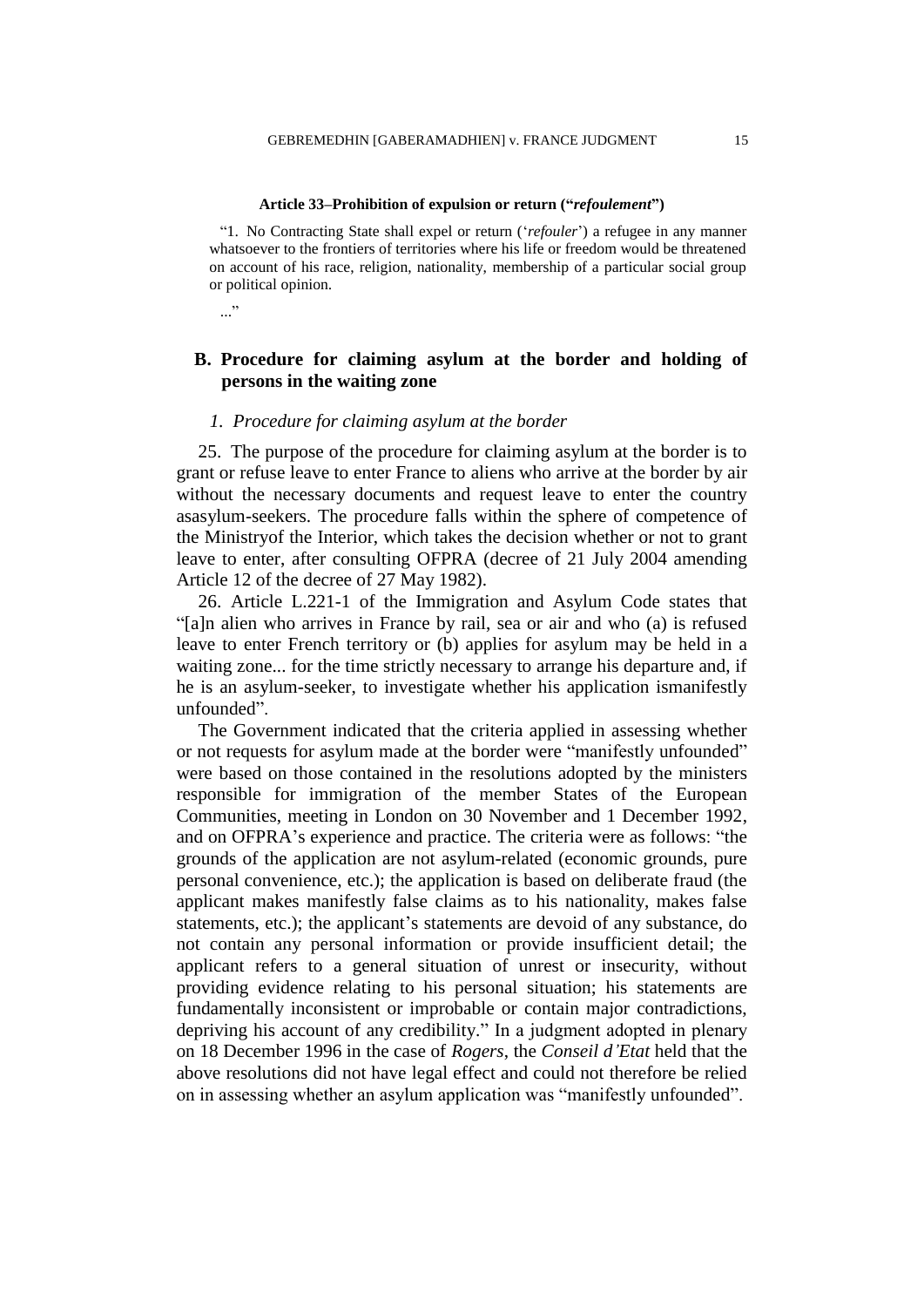**Article 33–Prohibition of expulsion or return ("*refoulement*")**

"1. No Contracting State shall expel or return ('*refouler*') a refugee in any manner whatsoever to the frontiers of territories where his life or freedom would be threatened on account of his race, religion, nationality, membership of a particular social group or political opinion.

..."

## B. Procedure for claiming asylum at the border and holding of persons in the waiting zone

### *1. Procedure for claiming asylum at the border*

25. The purpose of the procedure for claiming asylum at the border is to grant or refuse leave to enter France to aliens who arrive at the border by air without the necessary documents and request leave to enter the country asasylum-seekers. The procedure falls within the sphere of competence of the Ministryof the Interior, which takes the decision whether or not to grant leave to enter, after consulting OFPRA (decree of 21 July 2004 amending Article 12 of the decree of 27 May 1982).

26. Article L.221-1 of the Immigration and Asylum Code states that "[a]n alien who arrives in France by rail, sea or air and who (a) is refused leave to enter French territory or (b) applies for asylum may be held in a waiting zone... for the time strictly necessary to arrange his departure and, if he is an asylum-seeker, to investigate whether his application ismanifestly unfounded".

The Government indicated that the criteria applied in assessing whether or not requests for asylum made at the border were "manifestly unfounded" were based on those contained in the resolutions adopted by the ministers responsible for immigration of the member States of the European Communities, meeting in London on 30 November and 1 December 1992, and on OFPRA's experience and practice. The criteria were as follows: "the grounds of the application are not asylum-related (economic grounds, pure personal convenience, etc.); the application is based on deliberate fraud (the applicant makes manifestly false claims as to his nationality, makes false statements, etc.); the applicant's statements are devoid of any substance, do not contain any personal information or provide insufficient detail; the applicant refers to a general situation of unrest or insecurity, without providing evidence relating to his personal situation; his statements are fundamentally inconsistent or improbable or contain major contradictions, depriving his account of any credibility." In a judgment adopted in plenary on 18 December 1996 in the case of *Rogers*, the *Conseil d'Etat* held that the above resolutions did not have legal effect and could not therefore be relied on in assessing whether an asylum application was "manifestly unfounded".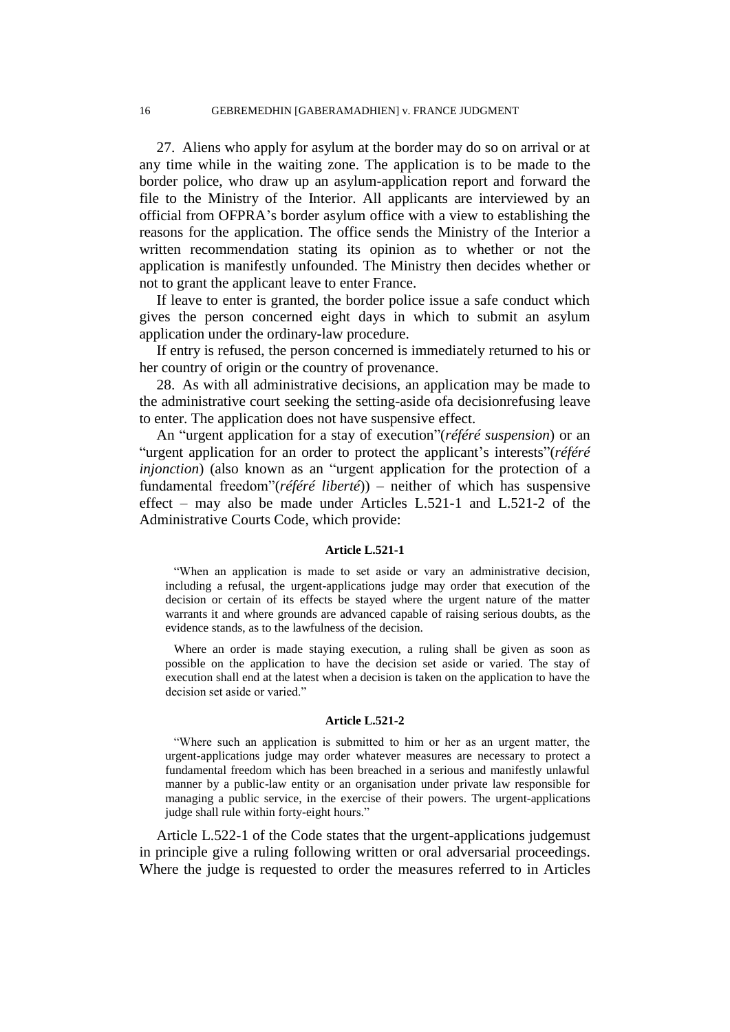27. Aliens who apply for asylum at the border may do so on arrival or at any time while in the waiting zone. The application is to be made to the border police, who draw up an asylum-application report and forward the file to the Ministry of the Interior. All applicants are interviewed by an official from OFPRA's border asylum office with a view to establishing the reasons for the application. The office sends the Ministry of the Interior a written recommendation stating its opinion as to whether or not the application is manifestly unfounded. The Ministry then decides whether or not to grant the applicant leave to enter France.

If leave to enter is granted, the border police issue a safe conduct which gives the person concerned eight days in which to submit an asylum application under the ordinary-law procedure.

If entry is refused, the person concerned is immediately returned to his or her country of origin or the country of provenance.

28. As with all administrative decisions, an application may be made to the administrative court seeking the setting-aside ofa decisionrefusing leave to enter. The application does not have suspensive effect.

An "urgent application for a stay of execution"(*référé suspension*) or an "urgent application for an order to protect the applicant's interests"(*référé injonction*) (also known as an "urgent application for the protection of a fundamental freedom"(*référé liberté*)) – neither of which has suspensive effect – may also be made under Articles L.521-1 and L.521-2 of the Administrative Courts Code, which provide:

**Article L.521-1**

> "When an application is made to set aside or vary an administrative decision, including a refusal, the urgent-applications judge may order that execution of the decision or certain of its effects be stayed where the urgent nature of the matter warrants it and where grounds are advanced capable of raising serious doubts, as the evidence stands, as to the lawfulness of the decision.
>
> Where an order is made staying execution, a ruling shall be given as soon as possible on the application to have the decision set aside or varied. The stay of execution shall end at the latest when a decision is taken on the application to have the decision set aside or varied."

**Article L.521-2**

> "Where such an application is submitted to him or her as an urgent matter, the urgent-applications judge may order whatever measures are necessary to protect a fundamental freedom which has been breached in a serious and manifestly unlawful manner by a public-law entity or an organisation under private law responsible for managing a public service, in the exercise of their powers. The urgent-applications judge shall rule within forty-eight hours."

Article L.522-1 of the Code states that the urgent-applications judgemust in principle give a ruling following written or oral adversarial proceedings. Where the judge is requested to order the measures referred to in Articles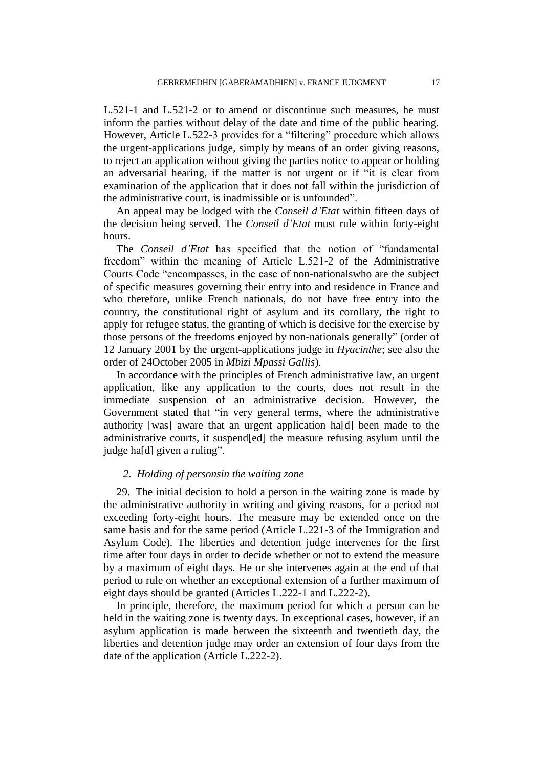L.521-1 and L.521-2 or to amend or discontinue such measures, he must inform the parties without delay of the date and time of the public hearing. However, Article L.522-3 provides for a "filtering" procedure which allows the urgent-applications judge, simply by means of an order giving reasons, to reject an application without giving the parties notice to appear or holding an adversarial hearing, if the matter is not urgent or if "it is clear from examination of the application that it does not fall within the jurisdiction of the administrative court, is inadmissible or is unfounded".

An appeal may be lodged with the *Conseil d'Etat* within fifteen days of the decision being served. The *Conseil d'Etat* must rule within forty-eight hours.

The *Conseil d'Etat* has specified that the notion of "fundamental freedom" within the meaning of Article L.521-2 of the Administrative Courts Code "encompasses, in the case of non-nationalswho are the subject of specific measures governing their entry into and residence in France and who therefore, unlike French nationals, do not have free entry into the country, the constitutional right of asylum and its corollary, the right to apply for refugee status, the granting of which is decisive for the exercise by those persons of the freedoms enjoyed by non-nationals generally" (order of 12 January 2001 by the urgent-applications judge in *Hyacinthe*; see also the order of 24October 2005 in *Mbizi Mpassi Gallis*).

In accordance with the principles of French administrative law, an urgent application, like any application to the courts, does not result in the immediate suspension of an administrative decision. However, the Government stated that "in very general terms, where the administrative authority [was] aware that an urgent application ha[d] been made to the administrative courts, it suspend[ed] the measure refusing asylum until the judge ha[d] given a ruling".

### *2. Holding of personsin the waiting zone*

29. The initial decision to hold a person in the waiting zone is made by the administrative authority in writing and giving reasons, for a period not exceeding forty-eight hours. The measure may be extended once on the same basis and for the same period (Article L.221-3 of the Immigration and Asylum Code). The liberties and detention judge intervenes for the first time after four days in order to decide whether or not to extend the measure by a maximum of eight days. He or she intervenes again at the end of that period to rule on whether an exceptional extension of a further maximum of eight days should be granted (Articles L.222-1 and L.222-2).

In principle, therefore, the maximum period for which a person can be held in the waiting zone is twenty days. In exceptional cases, however, if an asylum application is made between the sixteenth and twentieth day, the liberties and detention judge may order an extension of four days from the date of the application (Article L.222-2).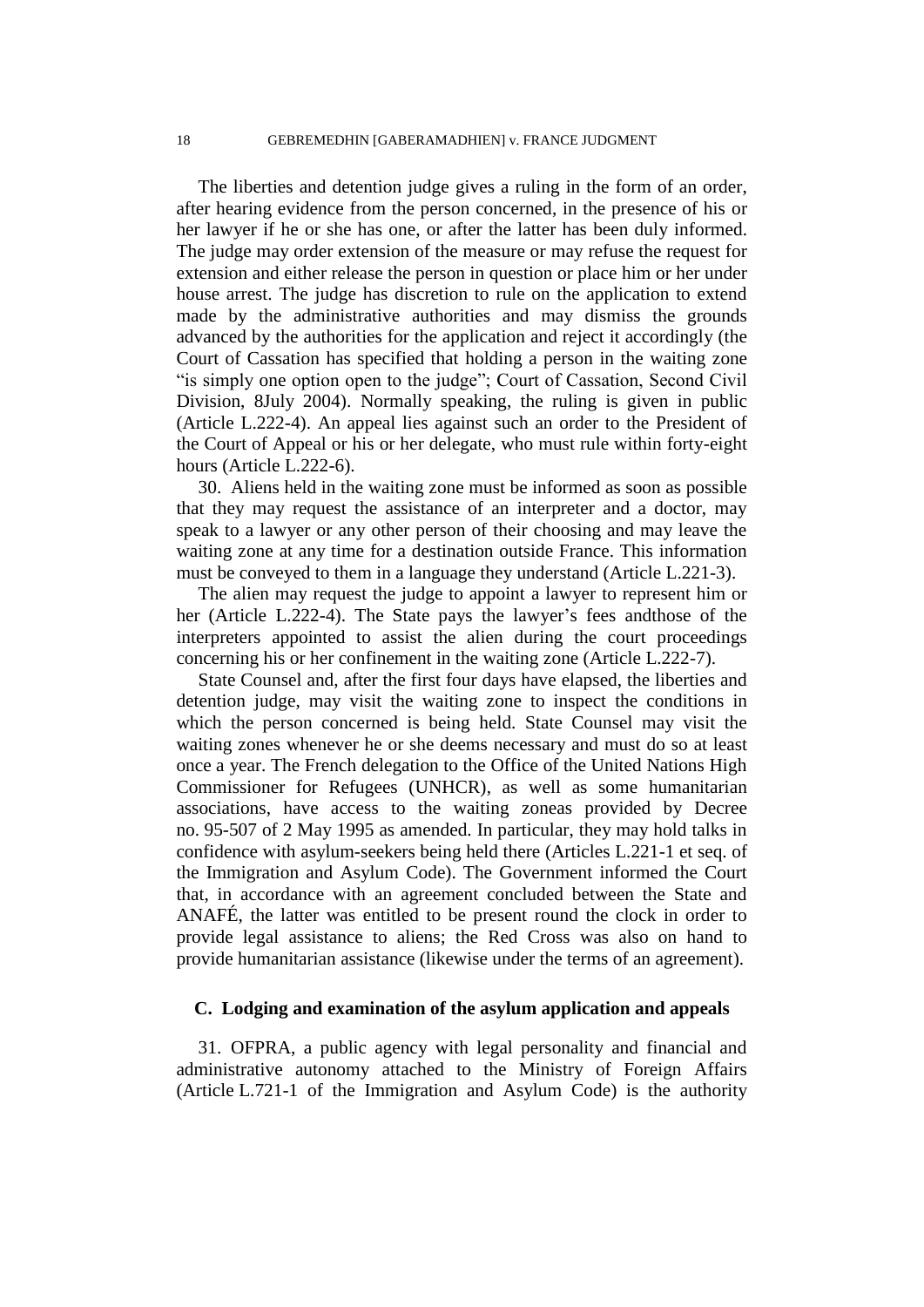The liberties and detention judge gives a ruling in the form of an order, after hearing evidence from the person concerned, in the presence of his or her lawyer if he or she has one, or after the latter has been duly informed. The judge may order extension of the measure or may refuse the request for extension and either release the person in question or place him or her under house arrest. The judge has discretion to rule on the application to extend made by the administrative authorities and may dismiss the grounds advanced by the authorities for the application and reject it accordingly (the Court of Cassation has specified that holding a person in the waiting zone "is simply one option open to the judge"; Court of Cassation, Second Civil Division, 8July 2004). Normally speaking, the ruling is given in public (Article L.222-4). An appeal lies against such an order to the President of the Court of Appeal or his or her delegate, who must rule within forty-eight hours (Article L.222-6).

30. Aliens held in the waiting zone must be informed as soon as possible that they may request the assistance of an interpreter and a doctor, may speak to a lawyer or any other person of their choosing and may leave the waiting zone at any time for a destination outside France. This information must be conveyed to them in a language they understand (Article L.221-3).

The alien may request the judge to appoint a lawyer to represent him or her (Article L.222-4). The State pays the lawyer's fees andthose of the interpreters appointed to assist the alien during the court proceedings concerning his or her confinement in the waiting zone (Article L.222-7).

State Counsel and, after the first four days have elapsed, the liberties and detention judge, may visit the waiting zone to inspect the conditions in which the person concerned is being held. State Counsel may visit the waiting zones whenever he or she deems necessary and must do so at least once a year. The French delegation to the Office of the United Nations High Commissioner for Refugees (UNHCR), as well as some humanitarian associations, have access to the waiting zoneas provided by Decree no. 95-507 of 2 May 1995 as amended. In particular, they may hold talks in confidence with asylum-seekers being held there (Articles L.221-1 et seq. of the Immigration and Asylum Code). The Government informed the Court that, in accordance with an agreement concluded between the State and ANAFÉ, the latter was entitled to be present round the clock in order to provide legal assistance to aliens; the Red Cross was also on hand to provide humanitarian assistance (likewise under the terms of an agreement).

### C. Lodging and examination of the asylum application and appeals

31. OFPRA, a public agency with legal personality and financial and administrative autonomy attached to the Ministry of Foreign Affairs (Article L.721-1 of the Immigration and Asylum Code) is the authority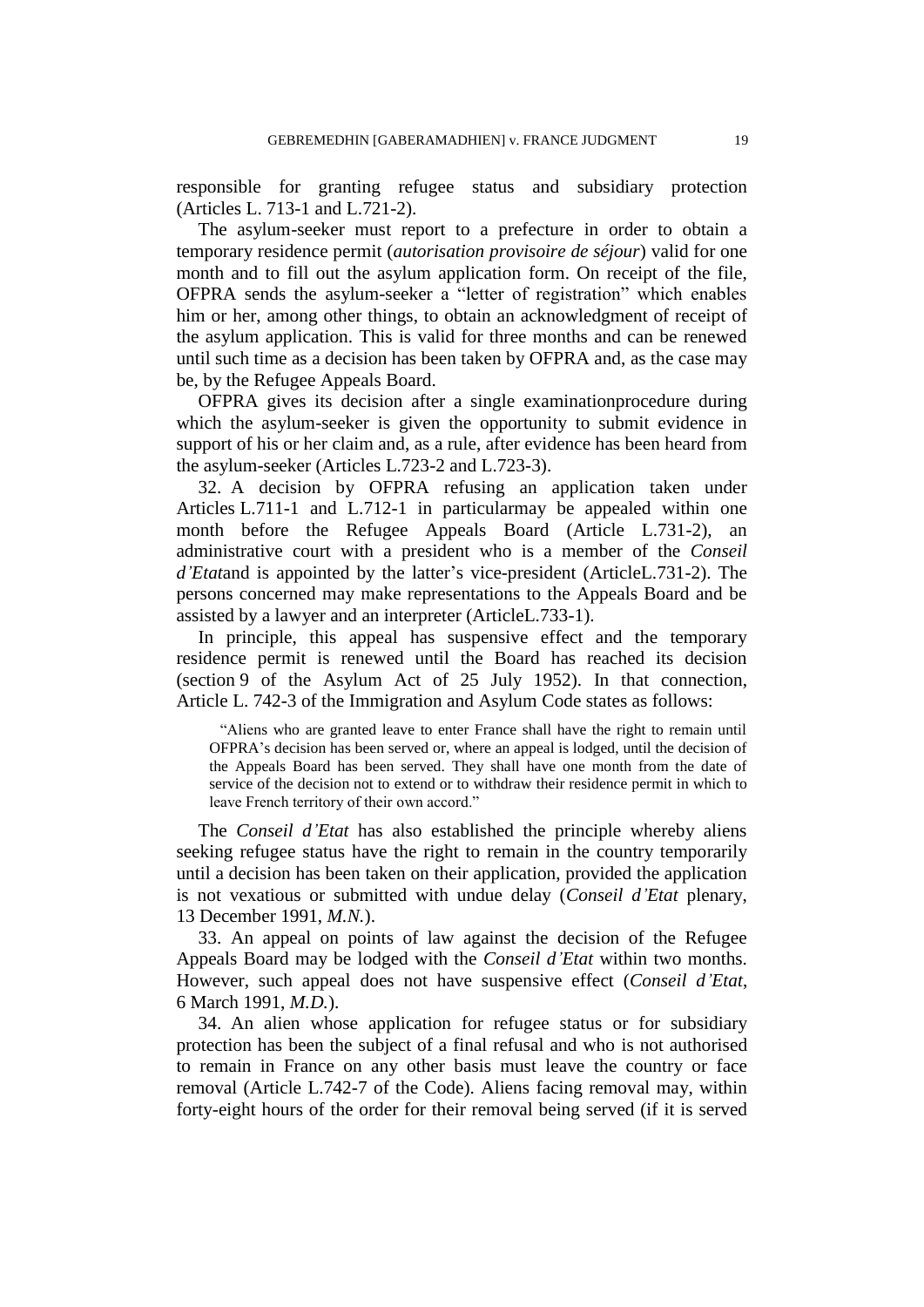responsible for granting refugee status and subsidiary protection (Articles L. 713-1 and L.721-2).

The asylum-seeker must report to a prefecture in order to obtain a temporary residence permit (*autorisation provisoire de séjour*) valid for one month and to fill out the asylum application form. On receipt of the file, OFPRA sends the asylum-seeker a "letter of registration" which enables him or her, among other things, to obtain an acknowledgment of receipt of the asylum application. This is valid for three months and can be renewed until such time as a decision has been taken by OFPRA and, as the case may be, by the Refugee Appeals Board.

OFPRA gives its decision after a single examinationprocedure during which the asylum-seeker is given the opportunity to submit evidence in support of his or her claim and, as a rule, after evidence has been heard from the asylum-seeker (Articles L.723-2 and L.723-3).

32. A decision by OFPRA refusing an application taken under Articles L.711-1 and L.712-1 in particularmay be appealed within one month before the Refugee Appeals Board (Article L.731-2), an administrative court with a president who is a member of the *Conseil d'Etat*and is appointed by the latter's vice-president (ArticleL.731-2). The persons concerned may make representations to the Appeals Board and be assisted by a lawyer and an interpreter (ArticleL.733-1).

In principle, this appeal has suspensive effect and the temporary residence permit is renewed until the Board has reached its decision (section 9 of the Asylum Act of 25 July 1952). In that connection, Article L. 742-3 of the Immigration and Asylum Code states as follows:

> "Aliens who are granted leave to enter France shall have the right to remain until OFPRA's decision has been served or, where an appeal is lodged, until the decision of the Appeals Board has been served. They shall have one month from the date of service of the decision not to extend or to withdraw their residence permit in which to leave French territory of their own accord."

The *Conseil d'Etat* has also established the principle whereby aliens seeking refugee status have the right to remain in the country temporarily until a decision has been taken on their application, provided the application is not vexatious or submitted with undue delay (*Conseil d'Etat* plenary, 13 December 1991, *M.N.*).

33. An appeal on points of law against the decision of the Refugee Appeals Board may be lodged with the *Conseil d'Etat* within two months. However, such appeal does not have suspensive effect (*Conseil d'Etat*, 6 March 1991, *M.D.*).

34. An alien whose application for refugee status or for subsidiary protection has been the subject of a final refusal and who is not authorised to remain in France on any other basis must leave the country or face removal (Article L.742-7 of the Code). Aliens facing removal may, within forty-eight hours of the order for their removal being served (if it is served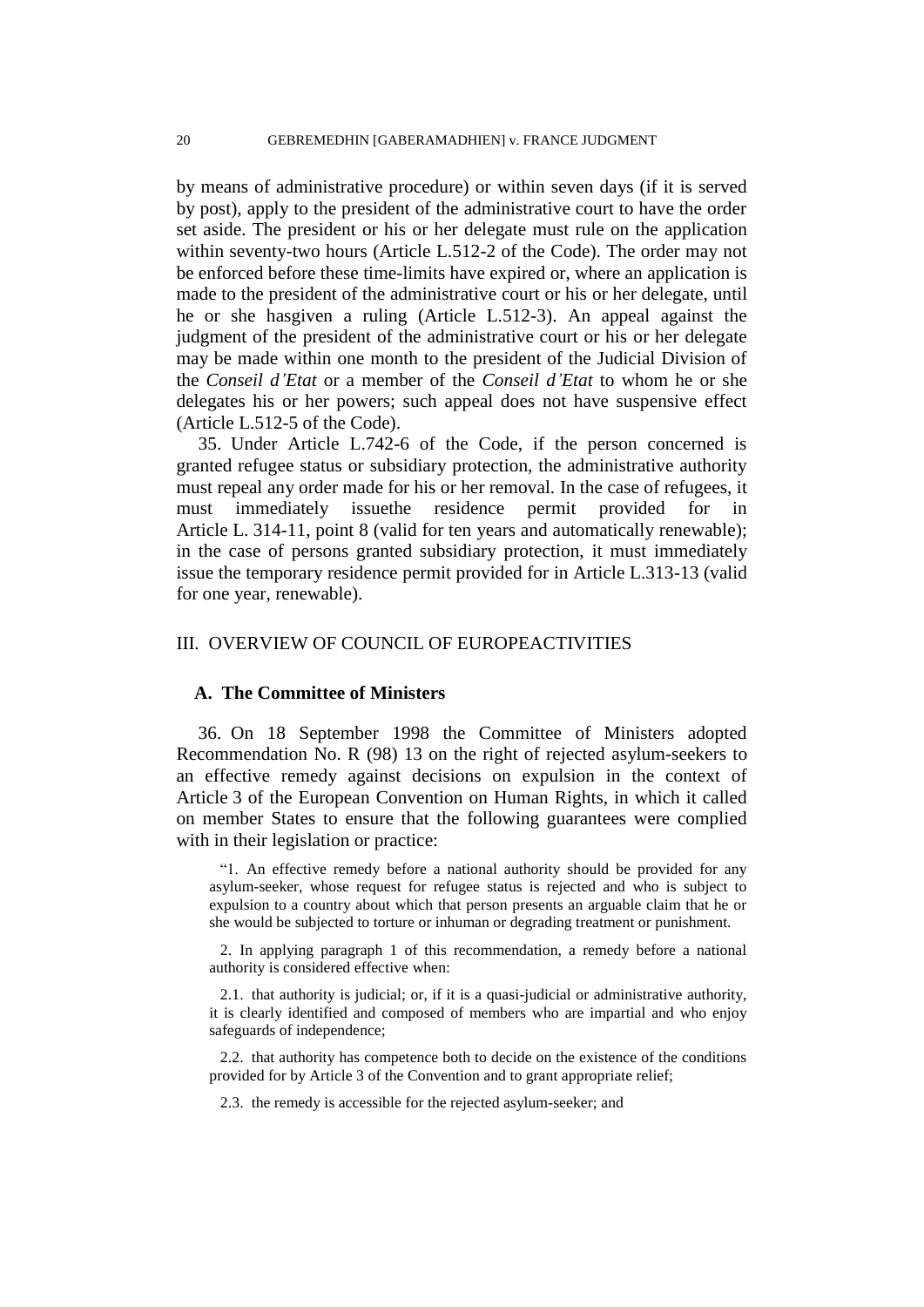by means of administrative procedure) or within seven days (if it is served by post), apply to the president of the administrative court to have the order set aside. The president or his or her delegate must rule on the application within seventy-two hours (Article L.512-2 of the Code). The order may not be enforced before these time-limits have expired or, where an application is made to the president of the administrative court or his or her delegate, until he or she hasgiven a ruling (Article L.512-3). An appeal against the judgment of the president of the administrative court or his or her delegate may be made within one month to the president of the Judicial Division of the *Conseil d'Etat* or a member of the *Conseil d'Etat* to whom he or she delegates his or her powers; such appeal does not have suspensive effect (Article L.512-5 of the Code).

35. Under Article L.742-6 of the Code, if the person concerned is granted refugee status or subsidiary protection, the administrative authority must repeal any order made for his or her removal. In the case of refugees, it must immediately issuethe residence permit provided for in Article L. 314-11, point 8 (valid for ten years and automatically renewable); in the case of persons granted subsidiary protection, it must immediately issue the temporary residence permit provided for in Article L.313-13 (valid for one year, renewable).

## III. OVERVIEW OF COUNCIL OF EUROPEACTIVITIES

### A. The Committee of Ministers

36. On 18 September 1998 the Committee of Ministers adopted Recommendation No. R (98) 13 on the right of rejected asylum-seekers to an effective remedy against decisions on expulsion in the context of Article 3 of the European Convention on Human Rights, in which it called on member States to ensure that the following guarantees were complied with in their legislation or practice:

> "1. An effective remedy before a national authority should be provided for any asylum-seeker, whose request for refugee status is rejected and who is subject to expulsion to a country about which that person presents an arguable claim that he or she would be subjected to torture or inhuman or degrading treatment or punishment.
>
> 2. In applying paragraph 1 of this recommendation, a remedy before a national authority is considered effective when:
>
> 2.1. that authority is judicial; or, if it is a quasi-judicial or administrative authority, it is clearly identified and composed of members who are impartial and who enjoy safeguards of independence;
>
> 2.2. that authority has competence both to decide on the existence of the conditions provided for by Article 3 of the Convention and to grant appropriate relief;
>
> 2.3. the remedy is accessible for the rejected asylum-seeker; and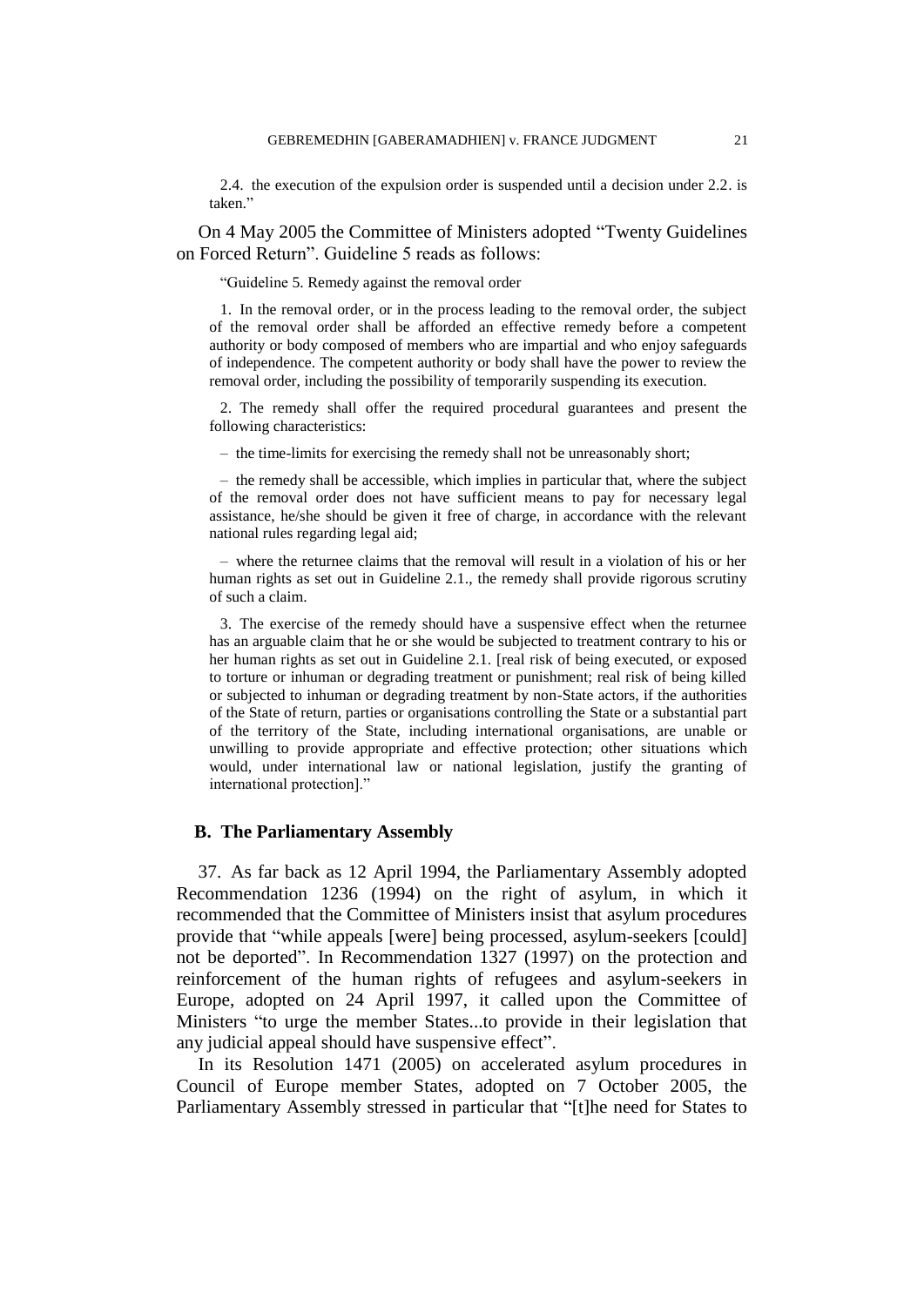2.4. the execution of the expulsion order is suspended until a decision under 2.2. is taken."

On 4 May 2005 the Committee of Ministers adopted "Twenty Guidelines on Forced Return". Guideline 5 reads as follows:

"Guideline 5. Remedy against the removal order

1. In the removal order, or in the process leading to the removal order, the subject of the removal order shall be afforded an effective remedy before a competent authority or body composed of members who are impartial and who enjoy safeguards of independence. The competent authority or body shall have the power to review the removal order, including the possibility of temporarily suspending its execution.

2. The remedy shall offer the required procedural guarantees and present the following characteristics:

– the time-limits for exercising the remedy shall not be unreasonably short;

– the remedy shall be accessible, which implies in particular that, where the subject of the removal order does not have sufficient means to pay for necessary legal assistance, he/she should be given it free of charge, in accordance with the relevant national rules regarding legal aid;

– where the returnee claims that the removal will result in a violation of his or her human rights as set out in Guideline 2.1., the remedy shall provide rigorous scrutiny of such a claim.

3. The exercise of the remedy should have a suspensive effect when the returnee has an arguable claim that he or she would be subjected to treatment contrary to his or her human rights as set out in Guideline 2.1. [real risk of being executed, or exposed to torture or inhuman or degrading treatment or punishment; real risk of being killed or subjected to inhuman or degrading treatment by non-State actors, if the authorities of the State of return, parties or organisations controlling the State or a substantial part of the territory of the State, including international organisations, are unable or unwilling to provide appropriate and effective protection; other situations which would, under international law or national legislation, justify the granting of international protection]."

### B. The Parliamentary Assembly

37. As far back as 12 April 1994, the Parliamentary Assembly adopted Recommendation 1236 (1994) on the right of asylum, in which it recommended that the Committee of Ministers insist that asylum procedures provide that "while appeals [were] being processed, asylum-seekers [could] not be deported". In Recommendation 1327 (1997) on the protection and reinforcement of the human rights of refugees and asylum-seekers in Europe, adopted on 24 April 1997, it called upon the Committee of Ministers "to urge the member States...to provide in their legislation that any judicial appeal should have suspensive effect".

In its Resolution 1471 (2005) on accelerated asylum procedures in Council of Europe member States, adopted on 7 October 2005, the Parliamentary Assembly stressed in particular that "[t]he need for States to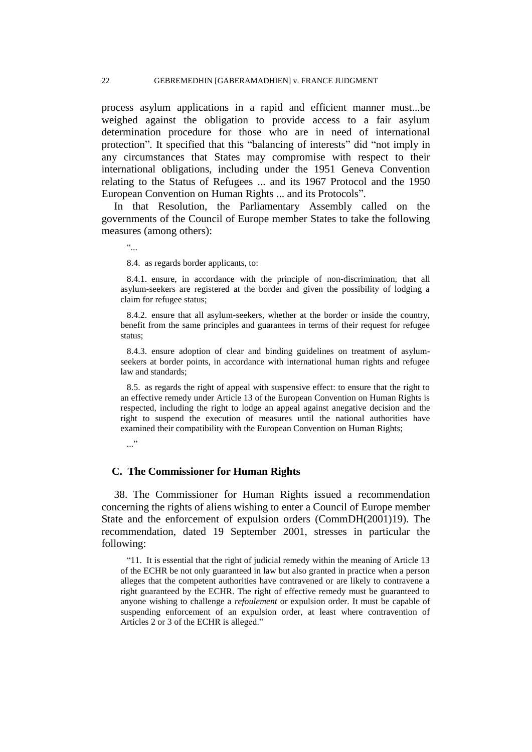process asylum applications in a rapid and efficient manner must...be weighed against the obligation to provide access to a fair asylum determination procedure for those who are in need of international protection". It specified that this "balancing of interests" did "not imply in any circumstances that States may compromise with respect to their international obligations, including under the 1951 Geneva Convention relating to the Status of Refugees ... and its 1967 Protocol and the 1950 European Convention on Human Rights ... and its Protocols".

In that Resolution, the Parliamentary Assembly called on the governments of the Council of Europe member States to take the following measures (among others):

> "...
>
> 8.4. as regards border applicants, to:
>
> 8.4.1. ensure, in accordance with the principle of non-discrimination, that all asylum-seekers are registered at the border and given the possibility of lodging a claim for refugee status;
>
> 8.4.2. ensure that all asylum-seekers, whether at the border or inside the country, benefit from the same principles and guarantees in terms of their request for refugee status;
>
> 8.4.3. ensure adoption of clear and binding guidelines on treatment of asylum-seekers at border points, in accordance with international human rights and refugee law and standards;
>
> 8.5. as regards the right of appeal with suspensive effect: to ensure that the right to an effective remedy under Article 13 of the European Convention on Human Rights is respected, including the right to lodge an appeal against anegative decision and the right to suspend the execution of measures until the national authorities have examined their compatibility with the European Convention on Human Rights;
>
> ..."

### C. The Commissioner for Human Rights

38. The Commissioner for Human Rights issued a recommendation concerning the rights of aliens wishing to enter a Council of Europe member State and the enforcement of expulsion orders (CommDH(2001)19). The recommendation, dated 19 September 2001, stresses in particular the following:

> "11. It is essential that the right of judicial remedy within the meaning of Article 13 of the ECHR be not only guaranteed in law but also granted in practice when a person alleges that the competent authorities have contravened or are likely to contravene a right guaranteed by the ECHR. The right of effective remedy must be guaranteed to anyone wishing to challenge a *refoulement* or expulsion order. It must be capable of suspending enforcement of an expulsion order, at least where contravention of Articles 2 or 3 of the ECHR is alleged."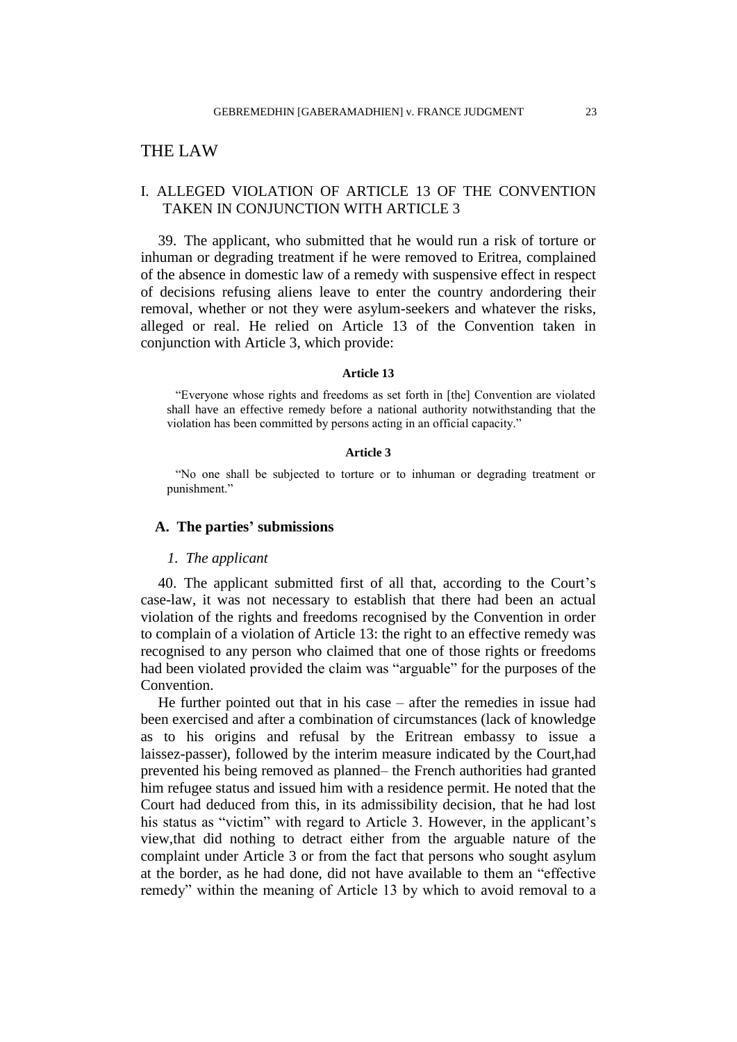# THE LAW

## I. ALLEGED VIOLATION OF ARTICLE 13 OF THE CONVENTION TAKEN IN CONJUNCTION WITH ARTICLE 3

39. The applicant, who submitted that he would run a risk of torture or inhuman or degrading treatment if he were removed to Eritrea, complained of the absence in domestic law of a remedy with suspensive effect in respect of decisions refusing aliens leave to enter the country andordering their removal, whether or not they were asylum-seekers and whatever the risks, alleged or real. He relied on Article 13 of the Convention taken in conjunction with Article 3, which provide:

**Article 13**

> "Everyone whose rights and freedoms as set forth in [the] Convention are violated shall have an effective remedy before a national authority notwithstanding that the violation has been committed by persons acting in an official capacity."

**Article 3**

> "No one shall be subjected to torture or to inhuman or degrading treatment or punishment."

### A. The parties' submissions

#### *1. The applicant*

40. The applicant submitted first of all that, according to the Court's case-law, it was not necessary to establish that there had been an actual violation of the rights and freedoms recognised by the Convention in order to complain of a violation of Article 13: the right to an effective remedy was recognised to any person who claimed that one of those rights or freedoms had been violated provided the claim was "arguable" for the purposes of the Convention.

He further pointed out that in his case – after the remedies in issue had been exercised and after a combination of circumstances (lack of knowledge as to his origins and refusal by the Eritrean embassy to issue a laissez-passer), followed by the interim measure indicated by the Court,had prevented his being removed as planned– the French authorities had granted him refugee status and issued him with a residence permit. He noted that the Court had deduced from this, in its admissibility decision, that he had lost his status as "victim" with regard to Article 3. However, in the applicant's view,that did nothing to detract either from the arguable nature of the complaint under Article 3 or from the fact that persons who sought asylum at the border, as he had done, did not have available to them an "effective remedy" within the meaning of Article 13 by which to avoid removal to a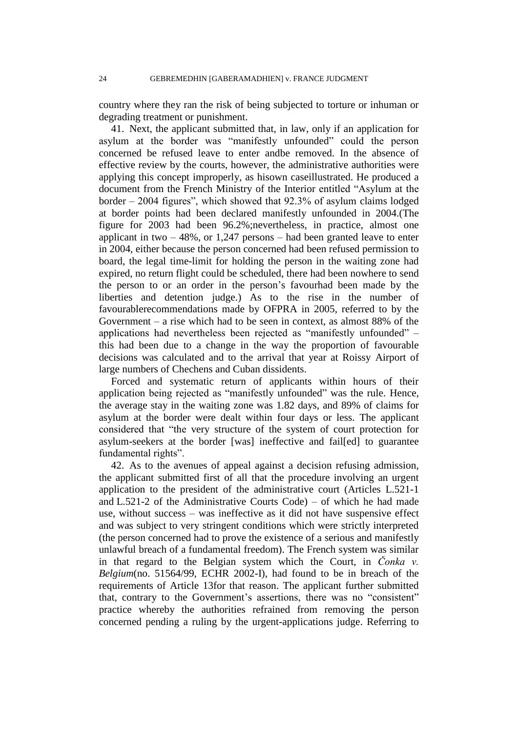country where they ran the risk of being subjected to torture or inhuman or degrading treatment or punishment.

41. Next, the applicant submitted that, in law, only if an application for asylum at the border was "manifestly unfounded" could the person concerned be refused leave to enter andbe removed. In the absence of effective review by the courts, however, the administrative authorities were applying this concept improperly, as hisown caseillustrated. He produced a document from the French Ministry of the Interior entitled "Asylum at the border – 2004 figures", which showed that 92.3% of asylum claims lodged at border points had been declared manifestly unfounded in 2004.(The figure for 2003 had been 96.2%;nevertheless, in practice, almost one applicant in two – 48%, or 1,247 persons – had been granted leave to enter in 2004, either because the person concerned had been refused permission to board, the legal time-limit for holding the person in the waiting zone had expired, no return flight could be scheduled, there had been nowhere to send the person to or an order in the person's favourhad been made by the liberties and detention judge.) As to the rise in the number of favourablerecommendations made by OFPRA in 2005, referred to by the Government – a rise which had to be seen in context, as almost 88% of the applications had nevertheless been rejected as "manifestly unfounded" – this had been due to a change in the way the proportion of favourable decisions was calculated and to the arrival that year at Roissy Airport of large numbers of Chechens and Cuban dissidents.

Forced and systematic return of applicants within hours of their application being rejected as "manifestly unfounded" was the rule. Hence, the average stay in the waiting zone was 1.82 days, and 89% of claims for asylum at the border were dealt within four days or less. The applicant considered that "the very structure of the system of court protection for asylum-seekers at the border [was] ineffective and fail[ed] to guarantee fundamental rights".

42. As to the avenues of appeal against a decision refusing admission, the applicant submitted first of all that the procedure involving an urgent application to the president of the administrative court (Articles L.521-1 and L.521-2 of the Administrative Courts Code) – of which he had made use, without success – was ineffective as it did not have suspensive effect and was subject to very stringent conditions which were strictly interpreted (the person concerned had to prove the existence of a serious and manifestly unlawful breach of a fundamental freedom). The French system was similar in that regard to the Belgian system which the Court, in *Čonka v. Belgium*(no. 51564/99, ECHR 2002-I), had found to be in breach of the requirements of Article 13for that reason. The applicant further submitted that, contrary to the Government's assertions, there was no "consistent" practice whereby the authorities refrained from removing the person concerned pending a ruling by the urgent-applications judge. Referring to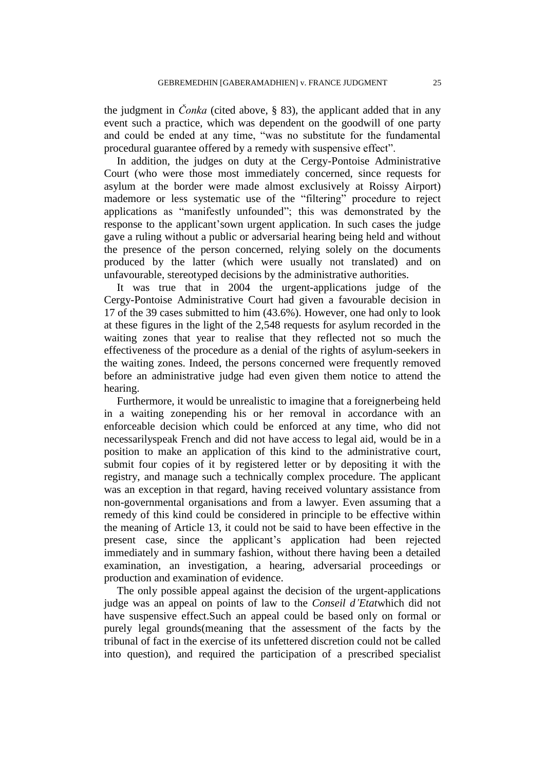the judgment in *Čonka* (cited above, § 83), the applicant added that in any event such a practice, which was dependent on the goodwill of one party and could be ended at any time, "was no substitute for the fundamental procedural guarantee offered by a remedy with suspensive effect".

In addition, the judges on duty at the Cergy-Pontoise Administrative Court (who were those most immediately concerned, since requests for asylum at the border were made almost exclusively at Roissy Airport) mademore or less systematic use of the "filtering" procedure to reject applications as "manifestly unfounded"; this was demonstrated by the response to the applicant'sown urgent application. In such cases the judge gave a ruling without a public or adversarial hearing being held and without the presence of the person concerned, relying solely on the documents produced by the latter (which were usually not translated) and on unfavourable, stereotyped decisions by the administrative authorities.

It was true that in 2004 the urgent-applications judge of the Cergy-Pontoise Administrative Court had given a favourable decision in 17 of the 39 cases submitted to him (43.6%). However, one had only to look at these figures in the light of the 2,548 requests for asylum recorded in the waiting zones that year to realise that they reflected not so much the effectiveness of the procedure as a denial of the rights of asylum-seekers in the waiting zones. Indeed, the persons concerned were frequently removed before an administrative judge had even given them notice to attend the hearing.

Furthermore, it would be unrealistic to imagine that a foreignerbeing held in a waiting zonepending his or her removal in accordance with an enforceable decision which could be enforced at any time, who did not necessarilyspeak French and did not have access to legal aid, would be in a position to make an application of this kind to the administrative court, submit four copies of it by registered letter or by depositing it with the registry, and manage such a technically complex procedure. The applicant was an exception in that regard, having received voluntary assistance from non-governmental organisations and from a lawyer. Even assuming that a remedy of this kind could be considered in principle to be effective within the meaning of Article 13, it could not be said to have been effective in the present case, since the applicant's application had been rejected immediately and in summary fashion, without there having been a detailed examination, an investigation, a hearing, adversarial proceedings or production and examination of evidence.

The only possible appeal against the decision of the urgent-applications judge was an appeal on points of law to the *Conseil d'Etat*which did not have suspensive effect.Such an appeal could be based only on formal or purely legal grounds(meaning that the assessment of the facts by the tribunal of fact in the exercise of its unfettered discretion could not be called into question), and required the participation of a prescribed specialist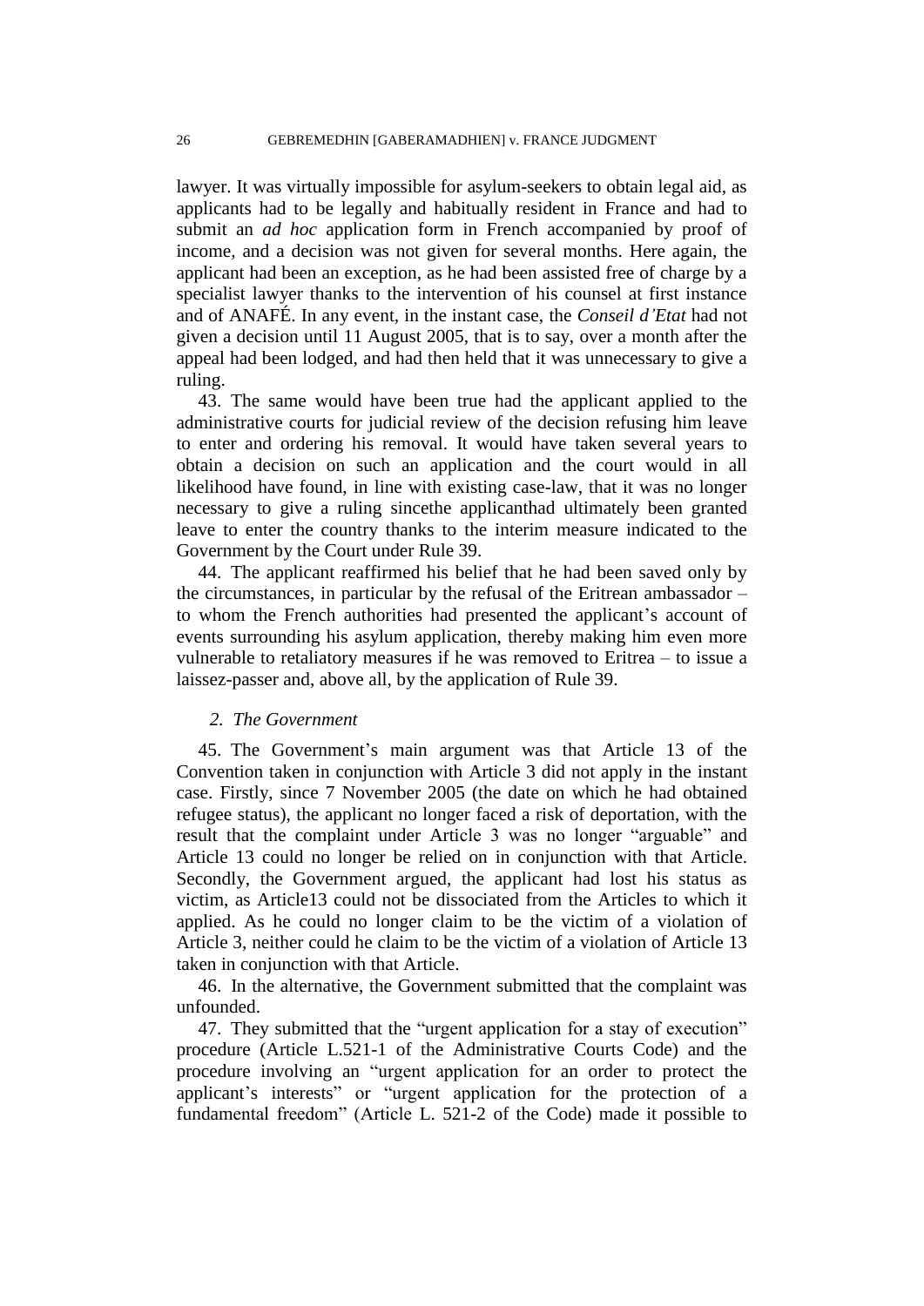lawyer. It was virtually impossible for asylum-seekers to obtain legal aid, as applicants had to be legally and habitually resident in France and had to submit an *ad hoc* application form in French accompanied by proof of income, and a decision was not given for several months. Here again, the applicant had been an exception, as he had been assisted free of charge by a specialist lawyer thanks to the intervention of his counsel at first instance and of ANAFÉ. In any event, in the instant case, the *Conseil d'Etat* had not given a decision until 11 August 2005, that is to say, over a month after the appeal had been lodged, and had then held that it was unnecessary to give a ruling.

43. The same would have been true had the applicant applied to the administrative courts for judicial review of the decision refusing him leave to enter and ordering his removal. It would have taken several years to obtain a decision on such an application and the court would in all likelihood have found, in line with existing case-law, that it was no longer necessary to give a ruling sincethe applicanthad ultimately been granted leave to enter the country thanks to the interim measure indicated to the Government by the Court under Rule 39.

44. The applicant reaffirmed his belief that he had been saved only by the circumstances, in particular by the refusal of the Eritrean ambassador – to whom the French authorities had presented the applicant's account of events surrounding his asylum application, thereby making him even more vulnerable to retaliatory measures if he was removed to Eritrea – to issue a laissez-passer and, above all, by the application of Rule 39.

### *2. The Government*

45. The Government's main argument was that Article 13 of the Convention taken in conjunction with Article 3 did not apply in the instant case. Firstly, since 7 November 2005 (the date on which he had obtained refugee status), the applicant no longer faced a risk of deportation, with the result that the complaint under Article 3 was no longer "arguable" and Article 13 could no longer be relied on in conjunction with that Article. Secondly, the Government argued, the applicant had lost his status as victim, as Article13 could not be dissociated from the Articles to which it applied. As he could no longer claim to be the victim of a violation of Article 3, neither could he claim to be the victim of a violation of Article 13 taken in conjunction with that Article.

46. In the alternative, the Government submitted that the complaint was unfounded.

47. They submitted that the "urgent application for a stay of execution" procedure (Article L.521-1 of the Administrative Courts Code) and the procedure involving an "urgent application for an order to protect the applicant's interests" or "urgent application for the protection of a fundamental freedom" (Article L. 521-2 of the Code) made it possible to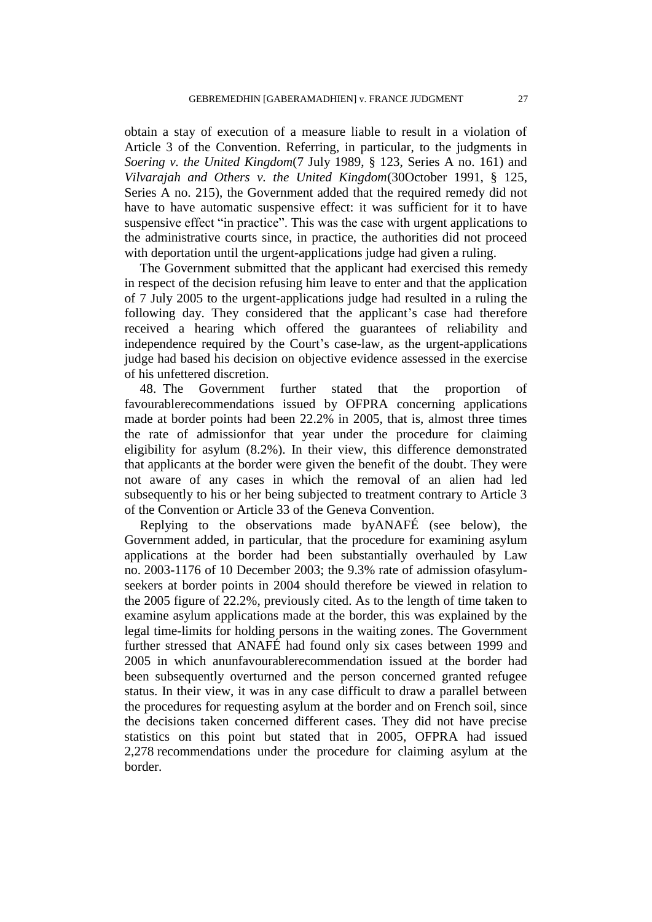obtain a stay of execution of a measure liable to result in a violation of Article 3 of the Convention. Referring, in particular, to the judgments in *Soering v. the United Kingdom*(7 July 1989, § 123, Series A no. 161) and *Vilvarajah and Others v. the United Kingdom*(30October 1991, § 125, Series A no. 215), the Government added that the required remedy did not have to have automatic suspensive effect: it was sufficient for it to have suspensive effect "in practice". This was the case with urgent applications to the administrative courts since, in practice, the authorities did not proceed with deportation until the urgent-applications judge had given a ruling.

The Government submitted that the applicant had exercised this remedy in respect of the decision refusing him leave to enter and that the application of 7 July 2005 to the urgent-applications judge had resulted in a ruling the following day. They considered that the applicant's case had therefore received a hearing which offered the guarantees of reliability and independence required by the Court's case-law, as the urgent-applications judge had based his decision on objective evidence assessed in the exercise of his unfettered discretion.

48. The Government further stated that the proportion of favourablerecommendations issued by OFPRA concerning applications made at border points had been 22.2% in 2005, that is, almost three times the rate of admissionfor that year under the procedure for claiming eligibility for asylum (8.2%). In their view, this difference demonstrated that applicants at the border were given the benefit of the doubt. They were not aware of any cases in which the removal of an alien had led subsequently to his or her being subjected to treatment contrary to Article 3 of the Convention or Article 33 of the Geneva Convention.

Replying to the observations made byANAFÉ (see below), the Government added, in particular, that the procedure for examining asylum applications at the border had been substantially overhauled by Law no. 2003-1176 of 10 December 2003; the 9.3% rate of admission ofasylum-seekers at border points in 2004 should therefore be viewed in relation to the 2005 figure of 22.2%, previously cited. As to the length of time taken to examine asylum applications made at the border, this was explained by the legal time-limits for holding persons in the waiting zones. The Government further stressed that ANAFÉ had found only six cases between 1999 and 2005 in which anunfavourablerecommendation issued at the border had been subsequently overturned and the person concerned granted refugee status. In their view, it was in any case difficult to draw a parallel between the procedures for requesting asylum at the border and on French soil, since the decisions taken concerned different cases. They did not have precise statistics on this point but stated that in 2005, OFPRA had issued 2,278 recommendations under the procedure for claiming asylum at the border.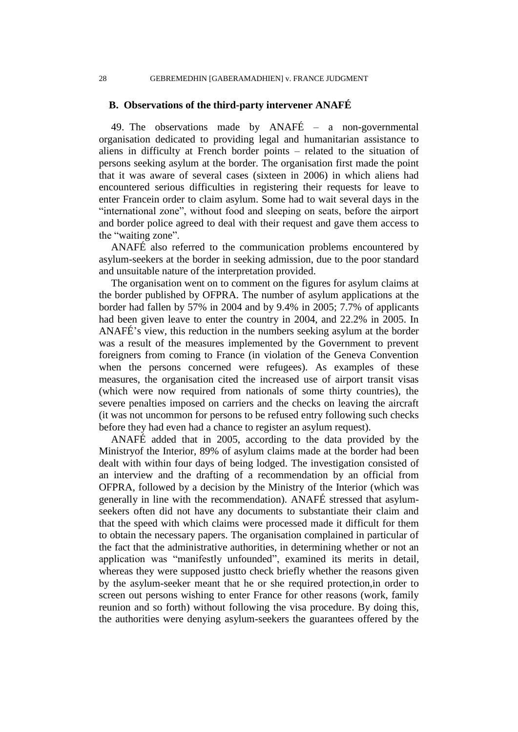## B. Observations of the third-party intervener ANAFÉ

49. The observations made by ANAFÉ – a non-governmental organisation dedicated to providing legal and humanitarian assistance to aliens in difficulty at French border points – related to the situation of persons seeking asylum at the border. The organisation first made the point that it was aware of several cases (sixteen in 2006) in which aliens had encountered serious difficulties in registering their requests for leave to enter Francein order to claim asylum. Some had to wait several days in the "international zone", without food and sleeping on seats, before the airport and border police agreed to deal with their request and gave them access to the "waiting zone".

ANAFÉ also referred to the communication problems encountered by asylum-seekers at the border in seeking admission, due to the poor standard and unsuitable nature of the interpretation provided.

The organisation went on to comment on the figures for asylum claims at the border published by OFPRA. The number of asylum applications at the border had fallen by 57% in 2004 and by 9.4% in 2005; 7.7% of applicants had been given leave to enter the country in 2004, and 22.2% in 2005. In ANAFÉ's view, this reduction in the numbers seeking asylum at the border was a result of the measures implemented by the Government to prevent foreigners from coming to France (in violation of the Geneva Convention when the persons concerned were refugees). As examples of these measures, the organisation cited the increased use of airport transit visas (which were now required from nationals of some thirty countries), the severe penalties imposed on carriers and the checks on leaving the aircraft (it was not uncommon for persons to be refused entry following such checks before they had even had a chance to register an asylum request).

ANAFÉ added that in 2005, according to the data provided by the Ministryof the Interior, 89% of asylum claims made at the border had been dealt with within four days of being lodged. The investigation consisted of an interview and the drafting of a recommendation by an official from OFPRA, followed by a decision by the Ministry of the Interior (which was generally in line with the recommendation). ANAFÉ stressed that asylum-seekers often did not have any documents to substantiate their claim and that the speed with which claims were processed made it difficult for them to obtain the necessary papers. The organisation complained in particular of the fact that the administrative authorities, in determining whether or not an application was "manifestly unfounded", examined its merits in detail, whereas they were supposed justto check briefly whether the reasons given by the asylum-seeker meant that he or she required protection,in order to screen out persons wishing to enter France for other reasons (work, family reunion and so forth) without following the visa procedure. By doing this, the authorities were denying asylum-seekers the guarantees offered by the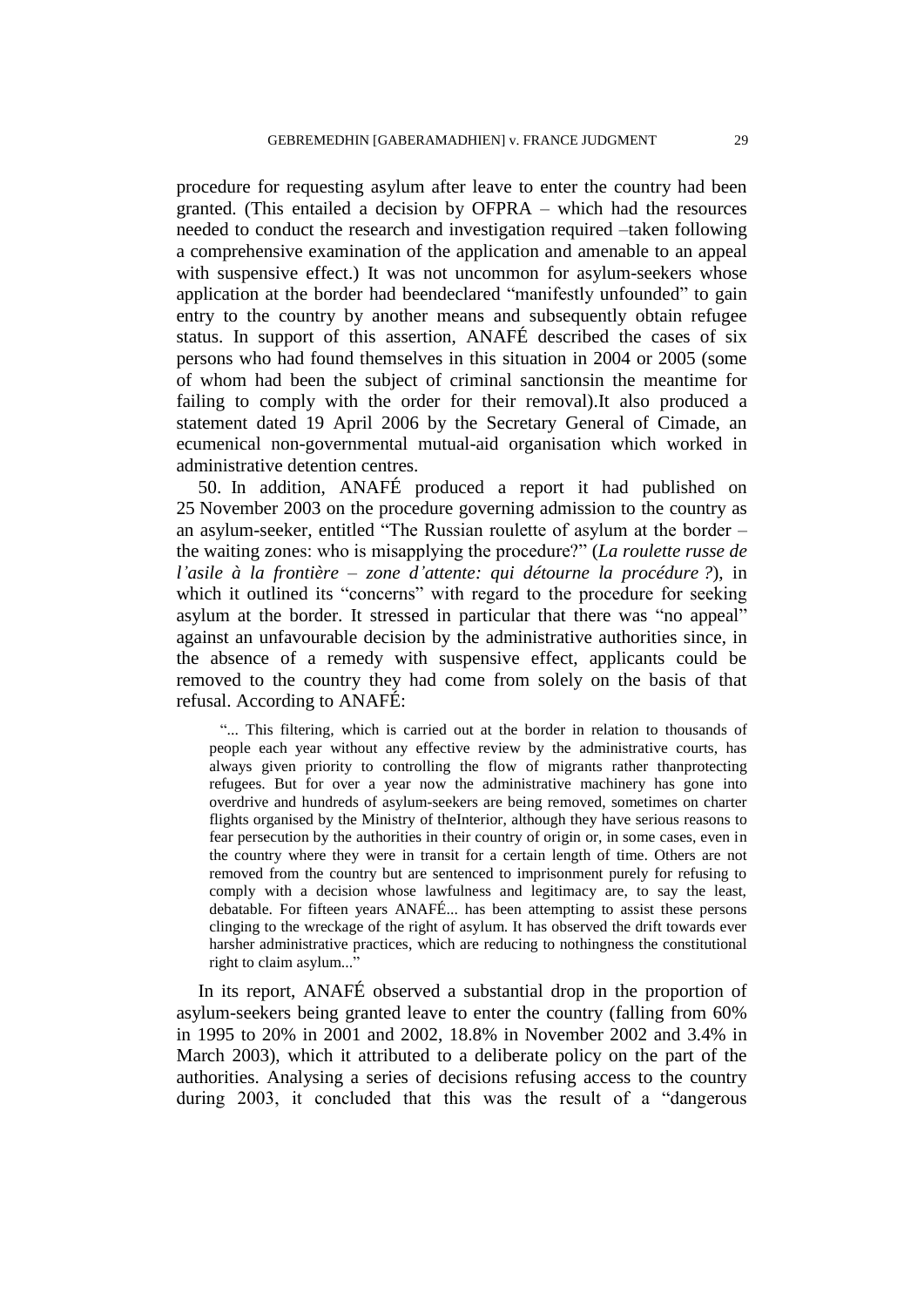procedure for requesting asylum after leave to enter the country had been granted. (This entailed a decision by OFPRA – which had the resources needed to conduct the research and investigation required –taken following a comprehensive examination of the application and amenable to an appeal with suspensive effect.) It was not uncommon for asylum-seekers whose application at the border had beendeclared "manifestly unfounded" to gain entry to the country by another means and subsequently obtain refugee status. In support of this assertion, ANAFÉ described the cases of six persons who had found themselves in this situation in 2004 or 2005 (some of whom had been the subject of criminal sanctionsin the meantime for failing to comply with the order for their removal).It also produced a statement dated 19 April 2006 by the Secretary General of Cimade, an ecumenical non-governmental mutual-aid organisation which worked in administrative detention centres.

50. In addition, ANAFÉ produced a report it had published on 25 November 2003 on the procedure governing admission to the country as an asylum-seeker, entitled "The Russian roulette of asylum at the border – the waiting zones: who is misapplying the procedure?" (*La roulette russe de l'asile à la frontière – zone d'attente: qui détourne la procédure ?*), in which it outlined its "concerns" with regard to the procedure for seeking asylum at the border. It stressed in particular that there was "no appeal" against an unfavourable decision by the administrative authorities since, in the absence of a remedy with suspensive effect, applicants could be removed to the country they had come from solely on the basis of that refusal. According to ANAFÉ:

> "... This filtering, which is carried out at the border in relation to thousands of people each year without any effective review by the administrative courts, has always given priority to controlling the flow of migrants rather thanprotecting refugees. But for over a year now the administrative machinery has gone into overdrive and hundreds of asylum-seekers are being removed, sometimes on charter flights organised by the Ministry of theInterior, although they have serious reasons to fear persecution by the authorities in their country of origin or, in some cases, even in the country where they were in transit for a certain length of time. Others are not removed from the country but are sentenced to imprisonment purely for refusing to comply with a decision whose lawfulness and legitimacy are, to say the least, debatable. For fifteen years ANAFÉ... has been attempting to assist these persons clinging to the wreckage of the right of asylum. It has observed the drift towards ever harsher administrative practices, which are reducing to nothingness the constitutional right to claim asylum..."

In its report, ANAFÉ observed a substantial drop in the proportion of asylum-seekers being granted leave to enter the country (falling from 60% in 1995 to 20% in 2001 and 2002, 18.8% in November 2002 and 3.4% in March 2003), which it attributed to a deliberate policy on the part of the authorities. Analysing a series of decisions refusing access to the country during 2003, it concluded that this was the result of a "dangerous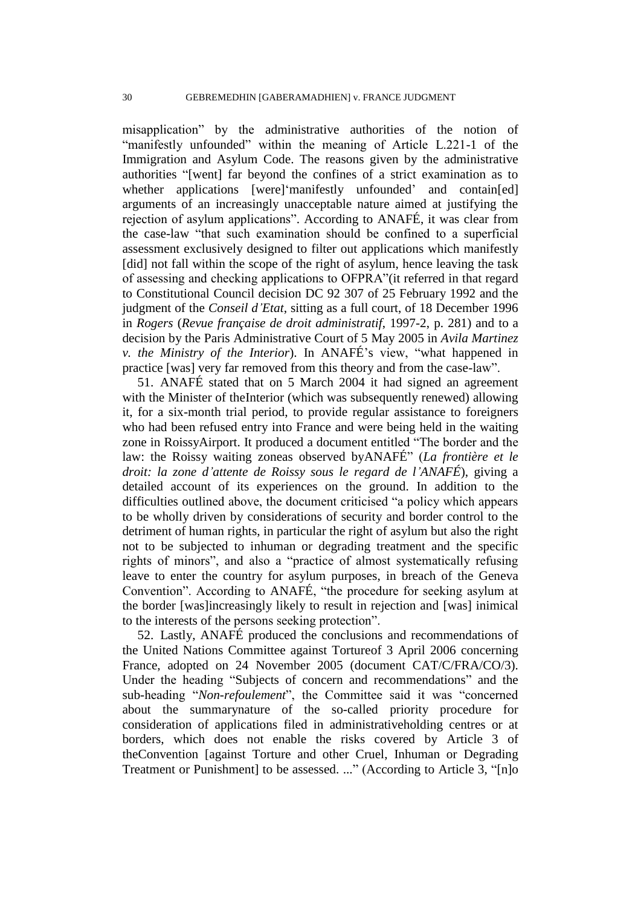misapplication" by the administrative authorities of the notion of "manifestly unfounded" within the meaning of Article L.221-1 of the Immigration and Asylum Code. The reasons given by the administrative authorities "[went] far beyond the confines of a strict examination as to whether applications [were]'manifestly unfounded' and contain[ed] arguments of an increasingly unacceptable nature aimed at justifying the rejection of asylum applications". According to ANAFÉ, it was clear from the case-law "that such examination should be confined to a superficial assessment exclusively designed to filter out applications which manifestly [did] not fall within the scope of the right of asylum, hence leaving the task of assessing and checking applications to OFPRA"(it referred in that regard to Constitutional Council decision DC 92 307 of 25 February 1992 and the judgment of the *Conseil d'Etat*, sitting as a full court, of 18 December 1996 in *Rogers* (*Revue française de droit administratif*, 1997-2, p. 281) and to a decision by the Paris Administrative Court of 5 May 2005 in *Avila Martinez v. the Ministry of the Interior*). In ANAFÉ's view, "what happened in practice [was] very far removed from this theory and from the case-law".

51. ANAFÉ stated that on 5 March 2004 it had signed an agreement with the Minister of theInterior (which was subsequently renewed) allowing it, for a six-month trial period, to provide regular assistance to foreigners who had been refused entry into France and were being held in the waiting zone in RoissyAirport. It produced a document entitled "The border and the law: the Roissy waiting zoneas observed byANAFÉ" (*La frontière et le droit: la zone d'attente de Roissy sous le regard de l'ANAFÉ*), giving a detailed account of its experiences on the ground. In addition to the difficulties outlined above, the document criticised "a policy which appears to be wholly driven by considerations of security and border control to the detriment of human rights, in particular the right of asylum but also the right not to be subjected to inhuman or degrading treatment and the specific rights of minors", and also a "practice of almost systematically refusing leave to enter the country for asylum purposes, in breach of the Geneva Convention". According to ANAFÉ, "the procedure for seeking asylum at the border [was]increasingly likely to result in rejection and [was] inimical to the interests of the persons seeking protection".

52. Lastly, ANAFÉ produced the conclusions and recommendations of the United Nations Committee against Tortureof 3 April 2006 concerning France, adopted on 24 November 2005 (document CAT/C/FRA/CO/3). Under the heading "Subjects of concern and recommendations" and the sub-heading "*Non-refoulement*", the Committee said it was "concerned about the summarynature of the so-called priority procedure for consideration of applications filed in administrativeholding centres or at borders, which does not enable the risks covered by Article 3 of theConvention [against Torture and other Cruel, Inhuman or Degrading Treatment or Punishment] to be assessed. ..." (According to Article 3, "[n]o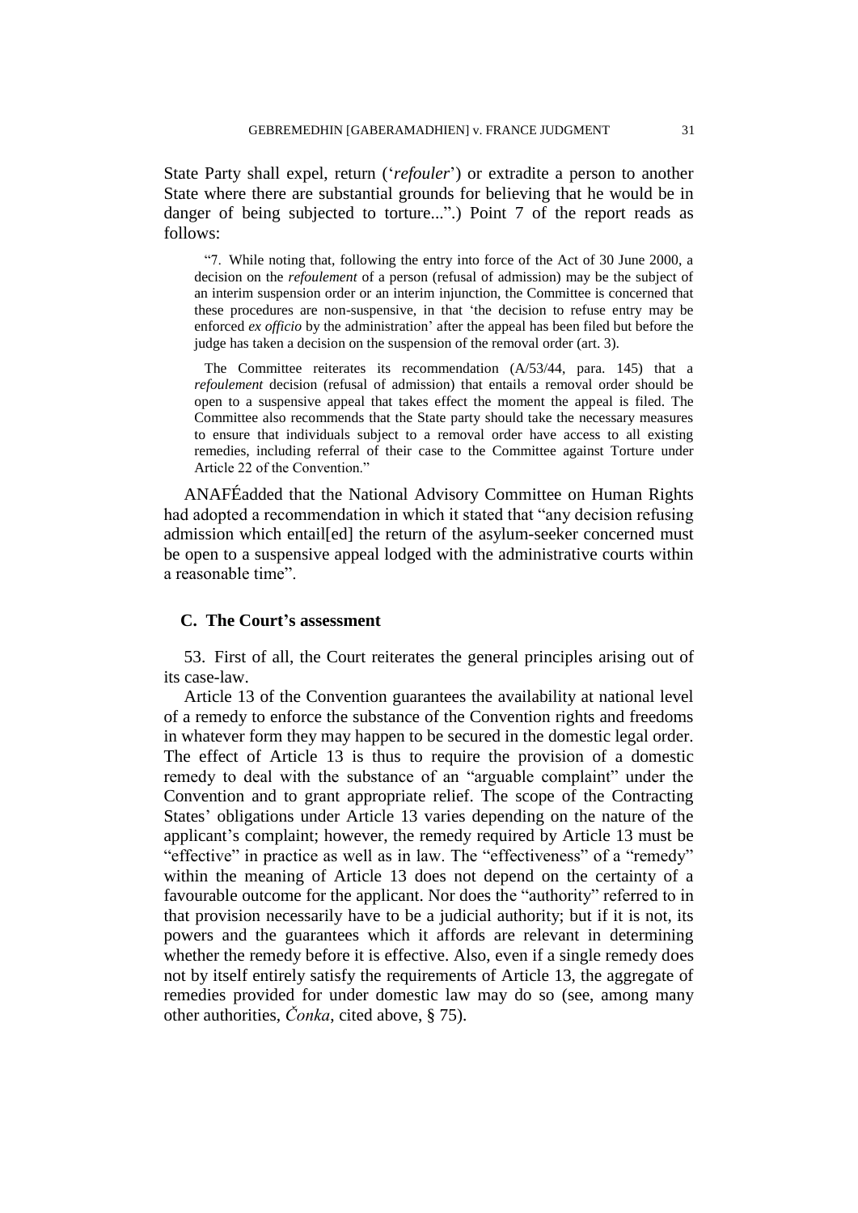State Party shall expel, return ('*refouler*') or extradite a person to another State where there are substantial grounds for believing that he would be in danger of being subjected to torture...".) Point 7 of the report reads as follows:

> "7. While noting that, following the entry into force of the Act of 30 June 2000, a decision on the *refoulement* of a person (refusal of admission) may be the subject of an interim suspension order or an interim injunction, the Committee is concerned that these procedures are non-suspensive, in that 'the decision to refuse entry may be enforced *ex officio* by the administration' after the appeal has been filed but before the judge has taken a decision on the suspension of the removal order (art. 3).
>
> The Committee reiterates its recommendation (A/53/44, para. 145) that a *refoulement* decision (refusal of admission) that entails a removal order should be open to a suspensive appeal that takes effect the moment the appeal is filed. The Committee also recommends that the State party should take the necessary measures to ensure that individuals subject to a removal order have access to all existing remedies, including referral of their case to the Committee against Torture under Article 22 of the Convention."

ANAFÉadded that the National Advisory Committee on Human Rights had adopted a recommendation in which it stated that "any decision refusing admission which entail[ed] the return of the asylum-seeker concerned must be open to a suspensive appeal lodged with the administrative courts within a reasonable time".

## C. The Court's assessment

53. First of all, the Court reiterates the general principles arising out of its case-law.

Article 13 of the Convention guarantees the availability at national level of a remedy to enforce the substance of the Convention rights and freedoms in whatever form they may happen to be secured in the domestic legal order. The effect of Article 13 is thus to require the provision of a domestic remedy to deal with the substance of an "arguable complaint" under the Convention and to grant appropriate relief. The scope of the Contracting States' obligations under Article 13 varies depending on the nature of the applicant's complaint; however, the remedy required by Article 13 must be "effective" in practice as well as in law. The "effectiveness" of a "remedy" within the meaning of Article 13 does not depend on the certainty of a favourable outcome for the applicant. Nor does the "authority" referred to in that provision necessarily have to be a judicial authority; but if it is not, its powers and the guarantees which it affords are relevant in determining whether the remedy before it is effective. Also, even if a single remedy does not by itself entirely satisfy the requirements of Article 13, the aggregate of remedies provided for under domestic law may do so (see, among many other authorities, *Čonka*, cited above, § 75).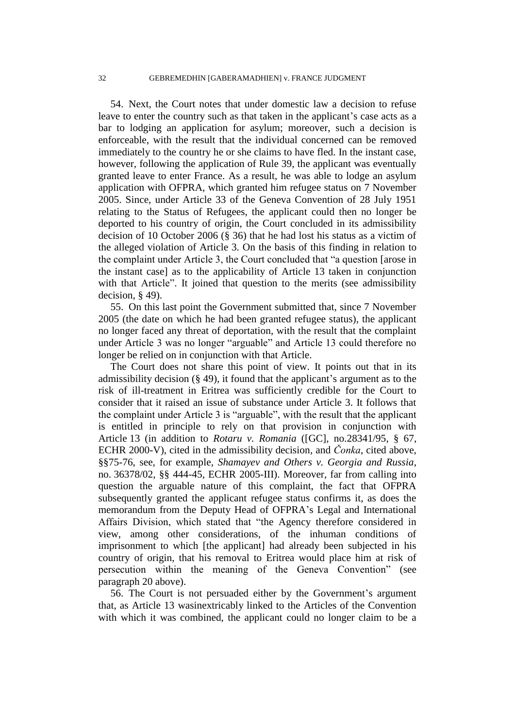54. Next, the Court notes that under domestic law a decision to refuse leave to enter the country such as that taken in the applicant's case acts as a bar to lodging an application for asylum; moreover, such a decision is enforceable, with the result that the individual concerned can be removed immediately to the country he or she claims to have fled. In the instant case, however, following the application of Rule 39, the applicant was eventually granted leave to enter France. As a result, he was able to lodge an asylum application with OFPRA, which granted him refugee status on 7 November 2005. Since, under Article 33 of the Geneva Convention of 28 July 1951 relating to the Status of Refugees, the applicant could then no longer be deported to his country of origin, the Court concluded in its admissibility decision of 10 October 2006 (§ 36) that he had lost his status as a victim of the alleged violation of Article 3. On the basis of this finding in relation to the complaint under Article 3, the Court concluded that "a question [arose in the instant case] as to the applicability of Article 13 taken in conjunction with that Article". It joined that question to the merits (see admissibility decision, § 49).

55. On this last point the Government submitted that, since 7 November 2005 (the date on which he had been granted refugee status), the applicant no longer faced any threat of deportation, with the result that the complaint under Article 3 was no longer "arguable" and Article 13 could therefore no longer be relied on in conjunction with that Article.

The Court does not share this point of view. It points out that in its admissibility decision (§ 49), it found that the applicant's argument as to the risk of ill-treatment in Eritrea was sufficiently credible for the Court to consider that it raised an issue of substance under Article 3. It follows that the complaint under Article 3 is "arguable", with the result that the applicant is entitled in principle to rely on that provision in conjunction with Article 13 (in addition to *Rotaru v. Romania* ([GC], no.28341/95, § 67, ECHR 2000-V), cited in the admissibility decision, and *Čonka*, cited above, §§75-76, see, for example, *Shamayev and Others v. Georgia and Russia*, no. 36378/02, §§ 444-45, ECHR 2005-III). Moreover, far from calling into question the arguable nature of this complaint, the fact that OFPRA subsequently granted the applicant refugee status confirms it, as does the memorandum from the Deputy Head of OFPRA's Legal and International Affairs Division, which stated that "the Agency therefore considered in view, among other considerations, of the inhuman conditions of imprisonment to which [the applicant] had already been subjected in his country of origin, that his removal to Eritrea would place him at risk of persecution within the meaning of the Geneva Convention" (see paragraph 20 above).

56. The Court is not persuaded either by the Government's argument that, as Article 13 wasinextricably linked to the Articles of the Convention with which it was combined, the applicant could no longer claim to be a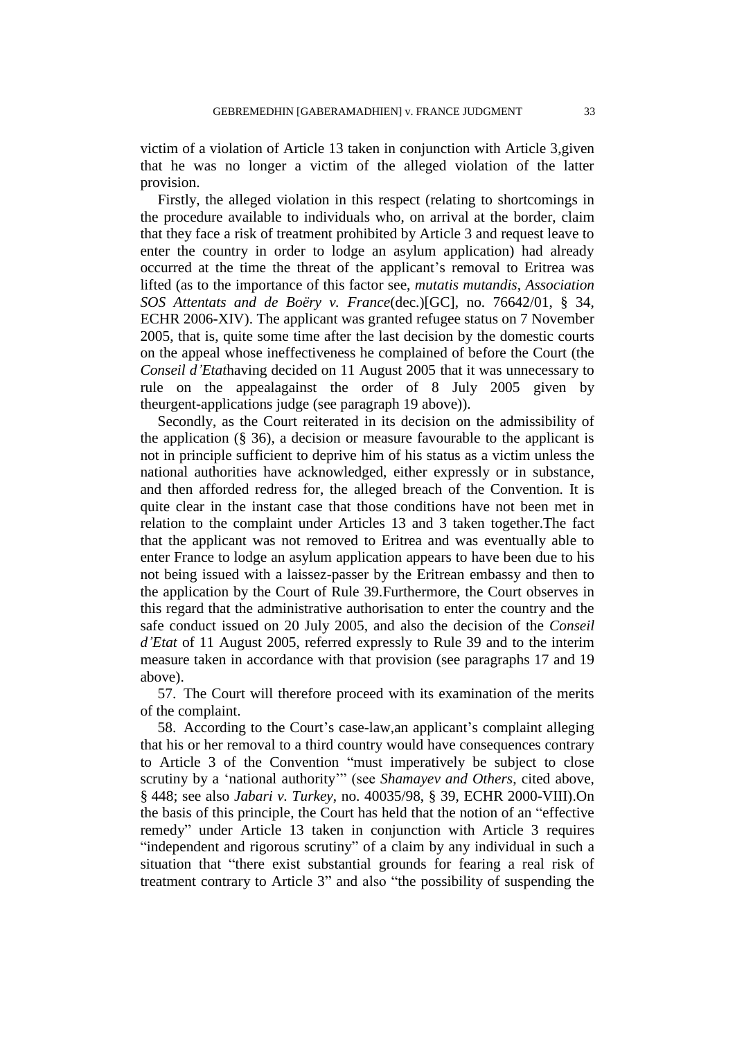victim of a violation of Article 13 taken in conjunction with Article 3,given that he was no longer a victim of the alleged violation of the latter provision.

Firstly, the alleged violation in this respect (relating to shortcomings in the procedure available to individuals who, on arrival at the border, claim that they face a risk of treatment prohibited by Article 3 and request leave to enter the country in order to lodge an asylum application) had already occurred at the time the threat of the applicant's removal to Eritrea was lifted (as to the importance of this factor see, *mutatis mutandis*, *Association SOS Attentats and de Boëry v. France*(dec.)[GC], no. 76642/01, § 34, ECHR 2006-XIV). The applicant was granted refugee status on 7 November 2005, that is, quite some time after the last decision by the domestic courts on the appeal whose ineffectiveness he complained of before the Court (the *Conseil d'Etat*having decided on 11 August 2005 that it was unnecessary to rule on the appealagainst the order of 8 July 2005 given by theurgent-applications judge (see paragraph 19 above)).

Secondly, as the Court reiterated in its decision on the admissibility of the application (§ 36), a decision or measure favourable to the applicant is not in principle sufficient to deprive him of his status as a victim unless the national authorities have acknowledged, either expressly or in substance, and then afforded redress for, the alleged breach of the Convention. It is quite clear in the instant case that those conditions have not been met in relation to the complaint under Articles 13 and 3 taken together.The fact that the applicant was not removed to Eritrea and was eventually able to enter France to lodge an asylum application appears to have been due to his not being issued with a laissez-passer by the Eritrean embassy and then to the application by the Court of Rule 39.Furthermore, the Court observes in this regard that the administrative authorisation to enter the country and the safe conduct issued on 20 July 2005, and also the decision of the *Conseil d'Etat* of 11 August 2005, referred expressly to Rule 39 and to the interim measure taken in accordance with that provision (see paragraphs 17 and 19 above).

57. The Court will therefore proceed with its examination of the merits of the complaint.

58. According to the Court's case-law,an applicant's complaint alleging that his or her removal to a third country would have consequences contrary to Article 3 of the Convention "must imperatively be subject to close scrutiny by a 'national authority'" (see *Shamayev and Others*, cited above, § 448; see also *Jabari v. Turkey*, no. 40035/98, § 39, ECHR 2000-VIII).On the basis of this principle, the Court has held that the notion of an "effective remedy" under Article 13 taken in conjunction with Article 3 requires "independent and rigorous scrutiny" of a claim by any individual in such a situation that "there exist substantial grounds for fearing a real risk of treatment contrary to Article 3" and also "the possibility of suspending the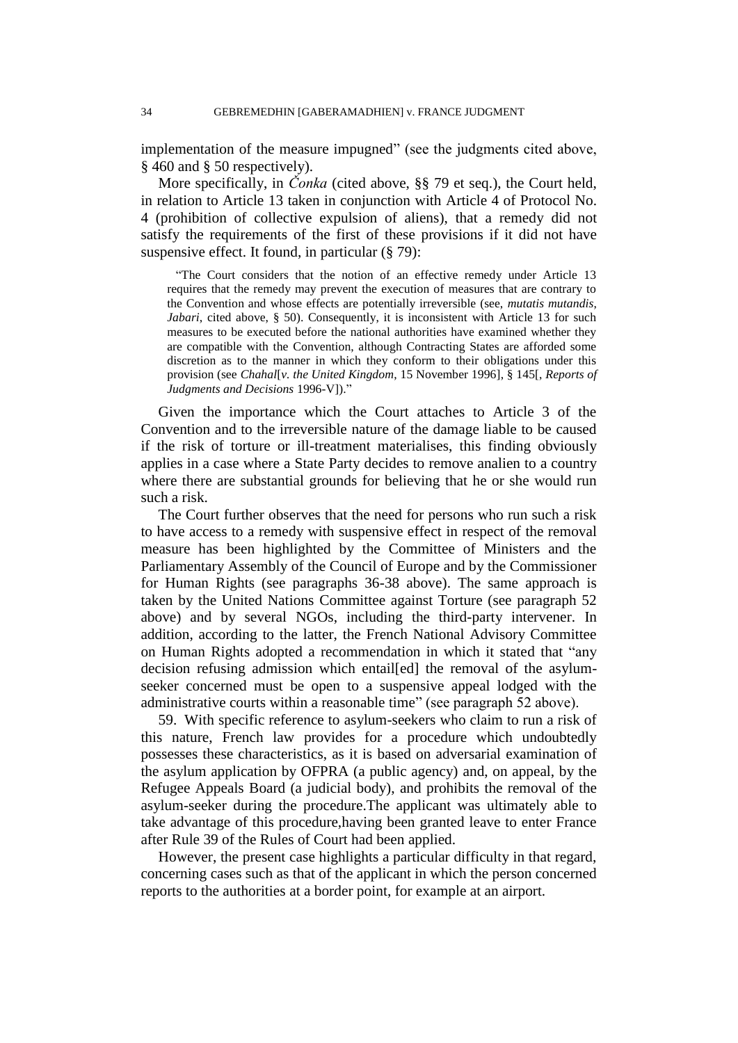implementation of the measure impugned" (see the judgments cited above, § 460 and § 50 respectively).

More specifically, in *Čonka* (cited above, §§ 79 et seq.), the Court held, in relation to Article 13 taken in conjunction with Article 4 of Protocol No. 4 (prohibition of collective expulsion of aliens), that a remedy did not satisfy the requirements of the first of these provisions if it did not have suspensive effect. It found, in particular (§ 79):

> "The Court considers that the notion of an effective remedy under Article 13 requires that the remedy may prevent the execution of measures that are contrary to the Convention and whose effects are potentially irreversible (see, *mutatis mutandis*, *Jabari*, cited above, § 50). Consequently, it is inconsistent with Article 13 for such measures to be executed before the national authorities have examined whether they are compatible with the Convention, although Contracting States are afforded some discretion as to the manner in which they conform to their obligations under this provision (see *Chahal*[*v. the United Kingdom*, 15 November 1996], § 145[, *Reports of Judgments and Decisions* 1996-V])."

Given the importance which the Court attaches to Article 3 of the Convention and to the irreversible nature of the damage liable to be caused if the risk of torture or ill-treatment materialises, this finding obviously applies in a case where a State Party decides to remove analien to a country where there are substantial grounds for believing that he or she would run such a risk.

The Court further observes that the need for persons who run such a risk to have access to a remedy with suspensive effect in respect of the removal measure has been highlighted by the Committee of Ministers and the Parliamentary Assembly of the Council of Europe and by the Commissioner for Human Rights (see paragraphs 36-38 above). The same approach is taken by the United Nations Committee against Torture (see paragraph 52 above) and by several NGOs, including the third-party intervener. In addition, according to the latter, the French National Advisory Committee on Human Rights adopted a recommendation in which it stated that "any decision refusing admission which entail[ed] the removal of the asylum-seeker concerned must be open to a suspensive appeal lodged with the administrative courts within a reasonable time" (see paragraph 52 above).

59. With specific reference to asylum-seekers who claim to run a risk of this nature, French law provides for a procedure which undoubtedly possesses these characteristics, as it is based on adversarial examination of the asylum application by OFPRA (a public agency) and, on appeal, by the Refugee Appeals Board (a judicial body), and prohibits the removal of the asylum-seeker during the procedure.The applicant was ultimately able to take advantage of this procedure,having been granted leave to enter France after Rule 39 of the Rules of Court had been applied.

However, the present case highlights a particular difficulty in that regard, concerning cases such as that of the applicant in which the person concerned reports to the authorities at a border point, for example at an airport.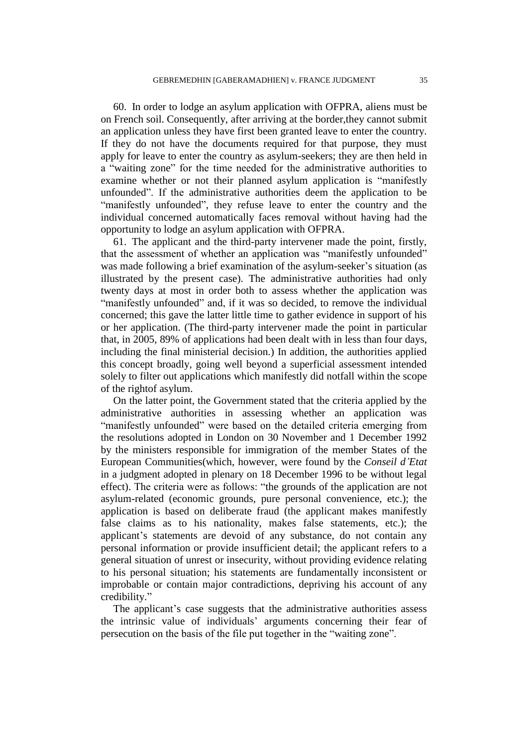60. In order to lodge an asylum application with OFPRA, aliens must be on French soil. Consequently, after arriving at the border,they cannot submit an application unless they have first been granted leave to enter the country. If they do not have the documents required for that purpose, they must apply for leave to enter the country as asylum-seekers; they are then held in a "waiting zone" for the time needed for the administrative authorities to examine whether or not their planned asylum application is "manifestly unfounded". If the administrative authorities deem the application to be "manifestly unfounded", they refuse leave to enter the country and the individual concerned automatically faces removal without having had the opportunity to lodge an asylum application with OFPRA.

61. The applicant and the third-party intervener made the point, firstly, that the assessment of whether an application was "manifestly unfounded" was made following a brief examination of the asylum-seeker's situation (as illustrated by the present case). The administrative authorities had only twenty days at most in order both to assess whether the application was "manifestly unfounded" and, if it was so decided, to remove the individual concerned; this gave the latter little time to gather evidence in support of his or her application. (The third-party intervener made the point in particular that, in 2005, 89% of applications had been dealt with in less than four days, including the final ministerial decision.) In addition, the authorities applied this concept broadly, going well beyond a superficial assessment intended solely to filter out applications which manifestly did notfall within the scope of the rightof asylum.

On the latter point, the Government stated that the criteria applied by the administrative authorities in assessing whether an application was "manifestly unfounded" were based on the detailed criteria emerging from the resolutions adopted in London on 30 November and 1 December 1992 by the ministers responsible for immigration of the member States of the European Communities(which, however, were found by the *Conseil d'Etat* in a judgment adopted in plenary on 18 December 1996 to be without legal effect). The criteria were as follows: "the grounds of the application are not asylum-related (economic grounds, pure personal convenience, etc.); the application is based on deliberate fraud (the applicant makes manifestly false claims as to his nationality, makes false statements, etc.); the applicant's statements are devoid of any substance, do not contain any personal information or provide insufficient detail; the applicant refers to a general situation of unrest or insecurity, without providing evidence relating to his personal situation; his statements are fundamentally inconsistent or improbable or contain major contradictions, depriving his account of any credibility."

The applicant's case suggests that the administrative authorities assess the intrinsic value of individuals' arguments concerning their fear of persecution on the basis of the file put together in the "waiting zone".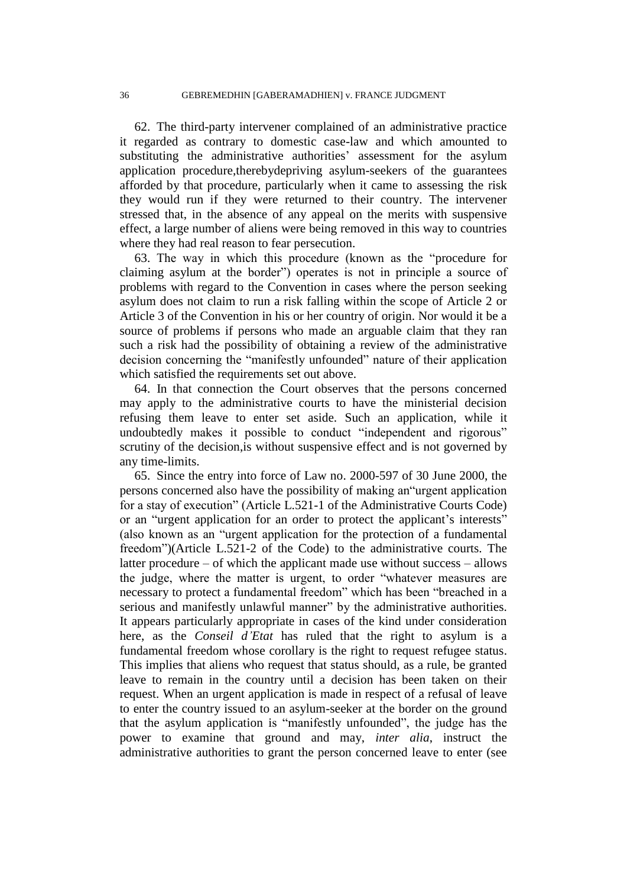62. The third-party intervener complained of an administrative practice it regarded as contrary to domestic case-law and which amounted to substituting the administrative authorities' assessment for the asylum application procedure,therebydepriving asylum-seekers of the guarantees afforded by that procedure, particularly when it came to assessing the risk they would run if they were returned to their country. The intervener stressed that, in the absence of any appeal on the merits with suspensive effect, a large number of aliens were being removed in this way to countries where they had real reason to fear persecution.

63. The way in which this procedure (known as the "procedure for claiming asylum at the border") operates is not in principle a source of problems with regard to the Convention in cases where the person seeking asylum does not claim to run a risk falling within the scope of Article 2 or Article 3 of the Convention in his or her country of origin. Nor would it be a source of problems if persons who made an arguable claim that they ran such a risk had the possibility of obtaining a review of the administrative decision concerning the "manifestly unfounded" nature of their application which satisfied the requirements set out above.

64. In that connection the Court observes that the persons concerned may apply to the administrative courts to have the ministerial decision refusing them leave to enter set aside. Such an application, while it undoubtedly makes it possible to conduct "independent and rigorous" scrutiny of the decision,is without suspensive effect and is not governed by any time-limits.

65. Since the entry into force of Law no. 2000-597 of 30 June 2000, the persons concerned also have the possibility of making an"urgent application for a stay of execution" (Article L.521-1 of the Administrative Courts Code) or an "urgent application for an order to protect the applicant's interests" (also known as an "urgent application for the protection of a fundamental freedom")(Article L.521-2 of the Code) to the administrative courts. The latter procedure – of which the applicant made use without success – allows the judge, where the matter is urgent, to order "whatever measures are necessary to protect a fundamental freedom" which has been "breached in a serious and manifestly unlawful manner" by the administrative authorities. It appears particularly appropriate in cases of the kind under consideration here, as the *Conseil d'Etat* has ruled that the right to asylum is a fundamental freedom whose corollary is the right to request refugee status. This implies that aliens who request that status should, as a rule, be granted leave to remain in the country until a decision has been taken on their request. When an urgent application is made in respect of a refusal of leave to enter the country issued to an asylum-seeker at the border on the ground that the asylum application is "manifestly unfounded", the judge has the power to examine that ground and may, *inter alia*, instruct the administrative authorities to grant the person concerned leave to enter (see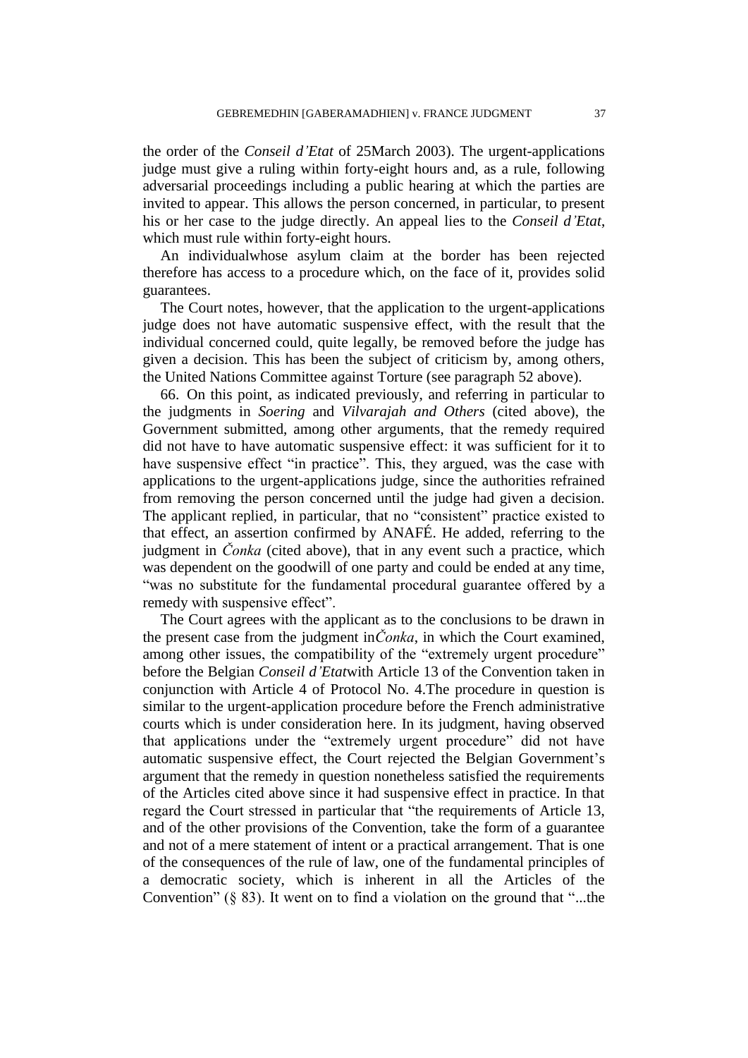the order of the *Conseil d'Etat* of 25March 2003). The urgent-applications judge must give a ruling within forty-eight hours and, as a rule, following adversarial proceedings including a public hearing at which the parties are invited to appear. This allows the person concerned, in particular, to present his or her case to the judge directly. An appeal lies to the *Conseil d'Etat*, which must rule within forty-eight hours.

An individualwhose asylum claim at the border has been rejected therefore has access to a procedure which, on the face of it, provides solid guarantees.

The Court notes, however, that the application to the urgent-applications judge does not have automatic suspensive effect, with the result that the individual concerned could, quite legally, be removed before the judge has given a decision. This has been the subject of criticism by, among others, the United Nations Committee against Torture (see paragraph 52 above).

66. On this point, as indicated previously, and referring in particular to the judgments in *Soering* and *Vilvarajah and Others* (cited above), the Government submitted, among other arguments, that the remedy required did not have to have automatic suspensive effect: it was sufficient for it to have suspensive effect "in practice". This, they argued, was the case with applications to the urgent-applications judge, since the authorities refrained from removing the person concerned until the judge had given a decision. The applicant replied, in particular, that no "consistent" practice existed to that effect, an assertion confirmed by ANAFÉ. He added, referring to the judgment in *Čonka* (cited above), that in any event such a practice, which was dependent on the goodwill of one party and could be ended at any time, "was no substitute for the fundamental procedural guarantee offered by a remedy with suspensive effect".

The Court agrees with the applicant as to the conclusions to be drawn in the present case from the judgment in*Čonka*, in which the Court examined, among other issues, the compatibility of the "extremely urgent procedure" before the Belgian *Conseil d'Etat*with Article 13 of the Convention taken in conjunction with Article 4 of Protocol No. 4.The procedure in question is similar to the urgent-application procedure before the French administrative courts which is under consideration here. In its judgment, having observed that applications under the "extremely urgent procedure" did not have automatic suspensive effect, the Court rejected the Belgian Government's argument that the remedy in question nonetheless satisfied the requirements of the Articles cited above since it had suspensive effect in practice. In that regard the Court stressed in particular that "the requirements of Article 13, and of the other provisions of the Convention, take the form of a guarantee and not of a mere statement of intent or a practical arrangement. That is one of the consequences of the rule of law, one of the fundamental principles of a democratic society, which is inherent in all the Articles of the Convention" (§ 83). It went on to find a violation on the ground that "...the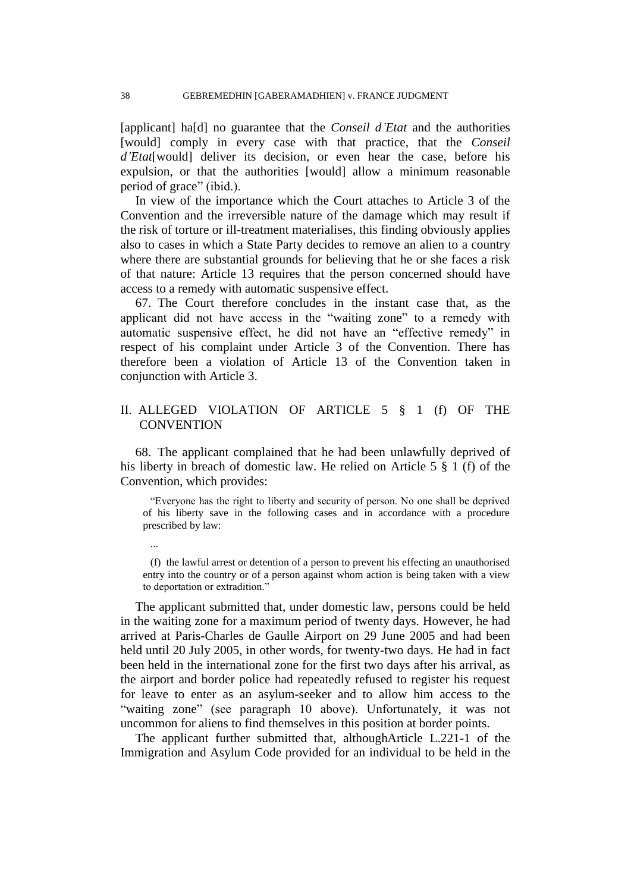[applicant] ha[d] no guarantee that the *Conseil d'Etat* and the authorities [would] comply in every case with that practice, that the *Conseil d'Etat*[would] deliver its decision, or even hear the case, before his expulsion, or that the authorities [would] allow a minimum reasonable period of grace" (ibid.).

In view of the importance which the Court attaches to Article 3 of the Convention and the irreversible nature of the damage which may result if the risk of torture or ill-treatment materialises, this finding obviously applies also to cases in which a State Party decides to remove an alien to a country where there are substantial grounds for believing that he or she faces a risk of that nature: Article 13 requires that the person concerned should have access to a remedy with automatic suspensive effect.

67. The Court therefore concludes in the instant case that, as the applicant did not have access in the "waiting zone" to a remedy with automatic suspensive effect, he did not have an "effective remedy" in respect of his complaint under Article 3 of the Convention. There has therefore been a violation of Article 13 of the Convention taken in conjunction with Article 3.

## II. ALLEGED VIOLATION OF ARTICLE 5 § 1 (f) OF THE CONVENTION

68. The applicant complained that he had been unlawfully deprived of his liberty in breach of domestic law. He relied on Article 5 § 1 (f) of the Convention, which provides:

> "Everyone has the right to liberty and security of person. No one shall be deprived of his liberty save in the following cases and in accordance with a procedure prescribed by law:
>
> ...
>
> (f) the lawful arrest or detention of a person to prevent his effecting an unauthorised entry into the country or of a person against whom action is being taken with a view to deportation or extradition."

The applicant submitted that, under domestic law, persons could be held in the waiting zone for a maximum period of twenty days. However, he had arrived at Paris-Charles de Gaulle Airport on 29 June 2005 and had been held until 20 July 2005, in other words, for twenty-two days. He had in fact been held in the international zone for the first two days after his arrival, as the airport and border police had repeatedly refused to register his request for leave to enter as an asylum-seeker and to allow him access to the "waiting zone" (see paragraph 10 above). Unfortunately, it was not uncommon for aliens to find themselves in this position at border points.

The applicant further submitted that, althoughArticle L.221-1 of the Immigration and Asylum Code provided for an individual to be held in the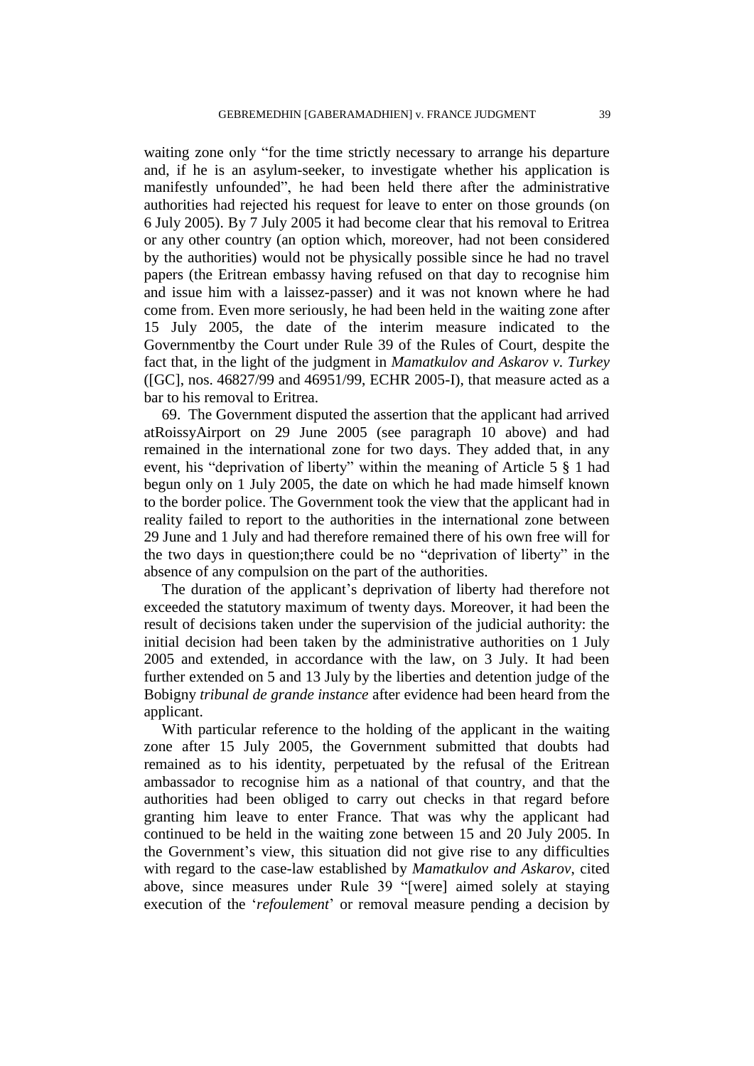waiting zone only "for the time strictly necessary to arrange his departure and, if he is an asylum-seeker, to investigate whether his application is manifestly unfounded", he had been held there after the administrative authorities had rejected his request for leave to enter on those grounds (on 6 July 2005). By 7 July 2005 it had become clear that his removal to Eritrea or any other country (an option which, moreover, had not been considered by the authorities) would not be physically possible since he had no travel papers (the Eritrean embassy having refused on that day to recognise him and issue him with a laissez-passer) and it was not known where he had come from. Even more seriously, he had been held in the waiting zone after 15 July 2005, the date of the interim measure indicated to the Governmentby the Court under Rule 39 of the Rules of Court, despite the fact that, in the light of the judgment in *Mamatkulov and Askarov v. Turkey* ([GC], nos. 46827/99 and 46951/99, ECHR 2005-I), that measure acted as a bar to his removal to Eritrea.

69. The Government disputed the assertion that the applicant had arrived atRoissyAirport on 29 June 2005 (see paragraph 10 above) and had remained in the international zone for two days. They added that, in any event, his "deprivation of liberty" within the meaning of Article 5 § 1 had begun only on 1 July 2005, the date on which he had made himself known to the border police. The Government took the view that the applicant had in reality failed to report to the authorities in the international zone between 29 June and 1 July and had therefore remained there of his own free will for the two days in question;there could be no "deprivation of liberty" in the absence of any compulsion on the part of the authorities.

The duration of the applicant's deprivation of liberty had therefore not exceeded the statutory maximum of twenty days. Moreover, it had been the result of decisions taken under the supervision of the judicial authority: the initial decision had been taken by the administrative authorities on 1 July 2005 and extended, in accordance with the law, on 3 July. It had been further extended on 5 and 13 July by the liberties and detention judge of the Bobigny *tribunal de grande instance* after evidence had been heard from the applicant.

With particular reference to the holding of the applicant in the waiting zone after 15 July 2005, the Government submitted that doubts had remained as to his identity, perpetuated by the refusal of the Eritrean ambassador to recognise him as a national of that country, and that the authorities had been obliged to carry out checks in that regard before granting him leave to enter France. That was why the applicant had continued to be held in the waiting zone between 15 and 20 July 2005. In the Government's view, this situation did not give rise to any difficulties with regard to the case-law established by *Mamatkulov and Askarov*, cited above, since measures under Rule 39 "[were] aimed solely at staying execution of the '*refoulement*' or removal measure pending a decision by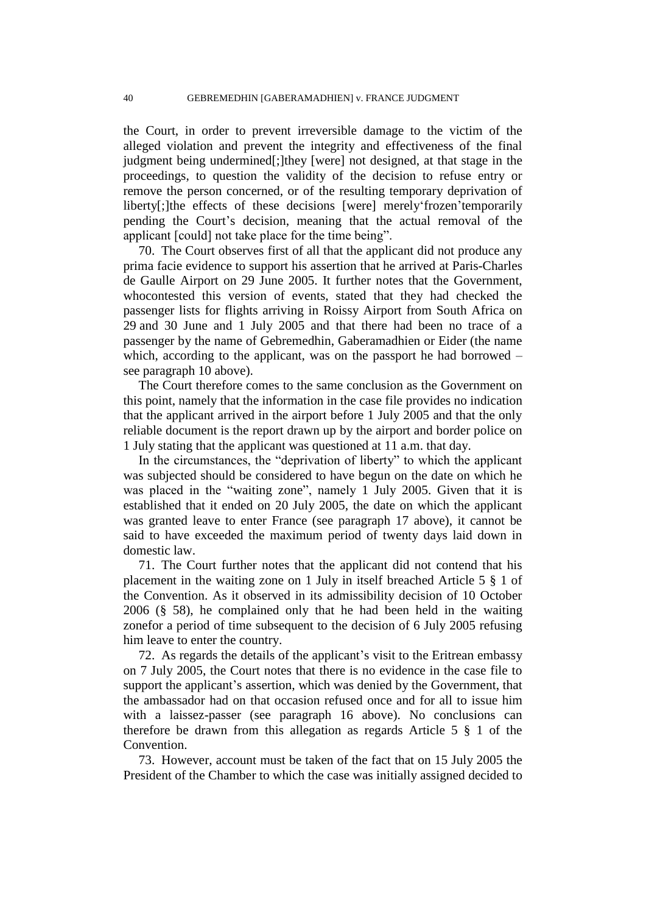the Court, in order to prevent irreversible damage to the victim of the alleged violation and prevent the integrity and effectiveness of the final judgment being undermined[;]they [were] not designed, at that stage in the proceedings, to question the validity of the decision to refuse entry or remove the person concerned, or of the resulting temporary deprivation of liberty[;]the effects of these decisions [were] merely'frozen'temporarily pending the Court's decision, meaning that the actual removal of the applicant [could] not take place for the time being".

70. The Court observes first of all that the applicant did not produce any prima facie evidence to support his assertion that he arrived at Paris-Charles de Gaulle Airport on 29 June 2005. It further notes that the Government, whocontested this version of events, stated that they had checked the passenger lists for flights arriving in Roissy Airport from South Africa on 29 and 30 June and 1 July 2005 and that there had been no trace of a passenger by the name of Gebremedhin, Gaberamadhien or Eider (the name which, according to the applicant, was on the passport he had borrowed – see paragraph 10 above).

The Court therefore comes to the same conclusion as the Government on this point, namely that the information in the case file provides no indication that the applicant arrived in the airport before 1 July 2005 and that the only reliable document is the report drawn up by the airport and border police on 1 July stating that the applicant was questioned at 11 a.m. that day.

In the circumstances, the "deprivation of liberty" to which the applicant was subjected should be considered to have begun on the date on which he was placed in the "waiting zone", namely 1 July 2005. Given that it is established that it ended on 20 July 2005, the date on which the applicant was granted leave to enter France (see paragraph 17 above), it cannot be said to have exceeded the maximum period of twenty days laid down in domestic law.

71. The Court further notes that the applicant did not contend that his placement in the waiting zone on 1 July in itself breached Article 5 § 1 of the Convention. As it observed in its admissibility decision of 10 October 2006 (§ 58), he complained only that he had been held in the waiting zonefor a period of time subsequent to the decision of 6 July 2005 refusing him leave to enter the country.

72. As regards the details of the applicant's visit to the Eritrean embassy on 7 July 2005, the Court notes that there is no evidence in the case file to support the applicant's assertion, which was denied by the Government, that the ambassador had on that occasion refused once and for all to issue him with a laissez-passer (see paragraph 16 above). No conclusions can therefore be drawn from this allegation as regards Article 5 § 1 of the Convention.

73. However, account must be taken of the fact that on 15 July 2005 the President of the Chamber to which the case was initially assigned decided to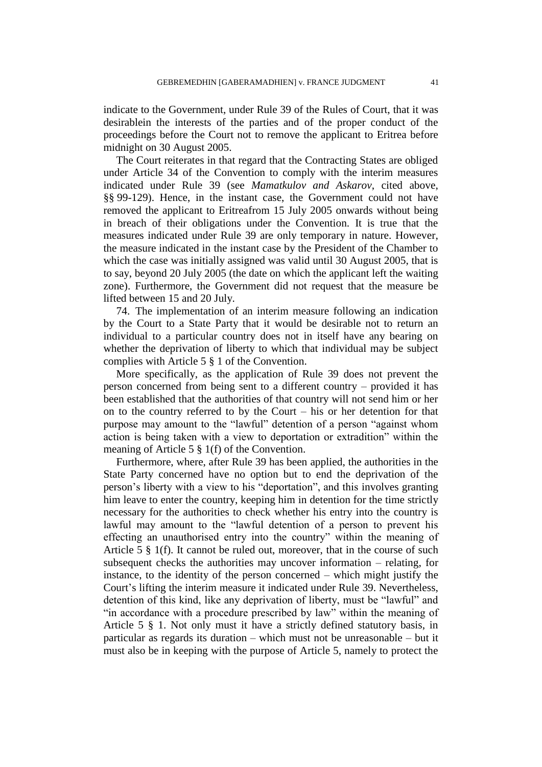indicate to the Government, under Rule 39 of the Rules of Court, that it was desirablein the interests of the parties and of the proper conduct of the proceedings before the Court not to remove the applicant to Eritrea before midnight on 30 August 2005.

The Court reiterates in that regard that the Contracting States are obliged under Article 34 of the Convention to comply with the interim measures indicated under Rule 39 (see *Mamatkulov and Askarov*, cited above, §§ 99-129). Hence, in the instant case, the Government could not have removed the applicant to Eritreafrom 15 July 2005 onwards without being in breach of their obligations under the Convention. It is true that the measures indicated under Rule 39 are only temporary in nature. However, the measure indicated in the instant case by the President of the Chamber to which the case was initially assigned was valid until 30 August 2005, that is to say, beyond 20 July 2005 (the date on which the applicant left the waiting zone). Furthermore, the Government did not request that the measure be lifted between 15 and 20 July.

74. The implementation of an interim measure following an indication by the Court to a State Party that it would be desirable not to return an individual to a particular country does not in itself have any bearing on whether the deprivation of liberty to which that individual may be subject complies with Article 5 § 1 of the Convention.

More specifically, as the application of Rule 39 does not prevent the person concerned from being sent to a different country – provided it has been established that the authorities of that country will not send him or her on to the country referred to by the Court – his or her detention for that purpose may amount to the "lawful" detention of a person "against whom action is being taken with a view to deportation or extradition" within the meaning of Article 5 § 1(f) of the Convention.

Furthermore, where, after Rule 39 has been applied, the authorities in the State Party concerned have no option but to end the deprivation of the person's liberty with a view to his "deportation", and this involves granting him leave to enter the country, keeping him in detention for the time strictly necessary for the authorities to check whether his entry into the country is lawful may amount to the "lawful detention of a person to prevent his effecting an unauthorised entry into the country" within the meaning of Article 5 § 1(f). It cannot be ruled out, moreover, that in the course of such subsequent checks the authorities may uncover information – relating, for instance, to the identity of the person concerned – which might justify the Court's lifting the interim measure it indicated under Rule 39. Nevertheless, detention of this kind, like any deprivation of liberty, must be "lawful" and "in accordance with a procedure prescribed by law" within the meaning of Article 5 § 1. Not only must it have a strictly defined statutory basis, in particular as regards its duration – which must not be unreasonable – but it must also be in keeping with the purpose of Article 5, namely to protect the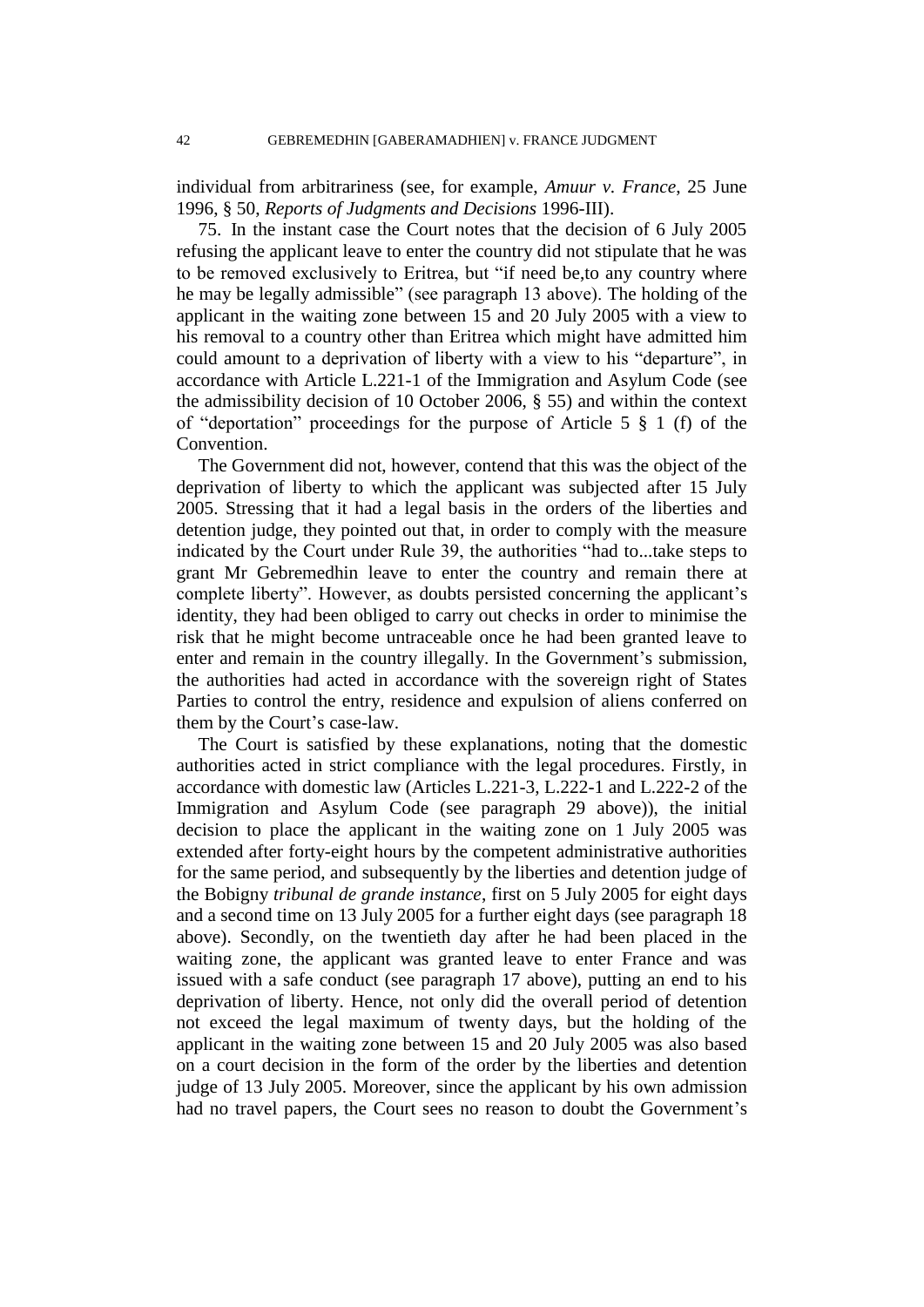individual from arbitrariness (see, for example, *Amuur v. France*, 25 June 1996, § 50, *Reports of Judgments and Decisions* 1996-III).

75. In the instant case the Court notes that the decision of 6 July 2005 refusing the applicant leave to enter the country did not stipulate that he was to be removed exclusively to Eritrea, but "if need be,to any country where he may be legally admissible" (see paragraph 13 above). The holding of the applicant in the waiting zone between 15 and 20 July 2005 with a view to his removal to a country other than Eritrea which might have admitted him could amount to a deprivation of liberty with a view to his "departure", in accordance with Article L.221-1 of the Immigration and Asylum Code (see the admissibility decision of 10 October 2006, § 55) and within the context of "deportation" proceedings for the purpose of Article 5 § 1 (f) of the Convention.

The Government did not, however, contend that this was the object of the deprivation of liberty to which the applicant was subjected after 15 July 2005. Stressing that it had a legal basis in the orders of the liberties and detention judge, they pointed out that, in order to comply with the measure indicated by the Court under Rule 39, the authorities "had to...take steps to grant Mr Gebremedhin leave to enter the country and remain there at complete liberty". However, as doubts persisted concerning the applicant's identity, they had been obliged to carry out checks in order to minimise the risk that he might become untraceable once he had been granted leave to enter and remain in the country illegally. In the Government's submission, the authorities had acted in accordance with the sovereign right of States Parties to control the entry, residence and expulsion of aliens conferred on them by the Court's case-law.

The Court is satisfied by these explanations, noting that the domestic authorities acted in strict compliance with the legal procedures. Firstly, in accordance with domestic law (Articles L.221-3, L.222-1 and L.222-2 of the Immigration and Asylum Code (see paragraph 29 above)), the initial decision to place the applicant in the waiting zone on 1 July 2005 was extended after forty-eight hours by the competent administrative authorities for the same period, and subsequently by the liberties and detention judge of the Bobigny *tribunal de grande instance*, first on 5 July 2005 for eight days and a second time on 13 July 2005 for a further eight days (see paragraph 18 above). Secondly, on the twentieth day after he had been placed in the waiting zone, the applicant was granted leave to enter France and was issued with a safe conduct (see paragraph 17 above), putting an end to his deprivation of liberty. Hence, not only did the overall period of detention not exceed the legal maximum of twenty days, but the holding of the applicant in the waiting zone between 15 and 20 July 2005 was also based on a court decision in the form of the order by the liberties and detention judge of 13 July 2005. Moreover, since the applicant by his own admission had no travel papers, the Court sees no reason to doubt the Government's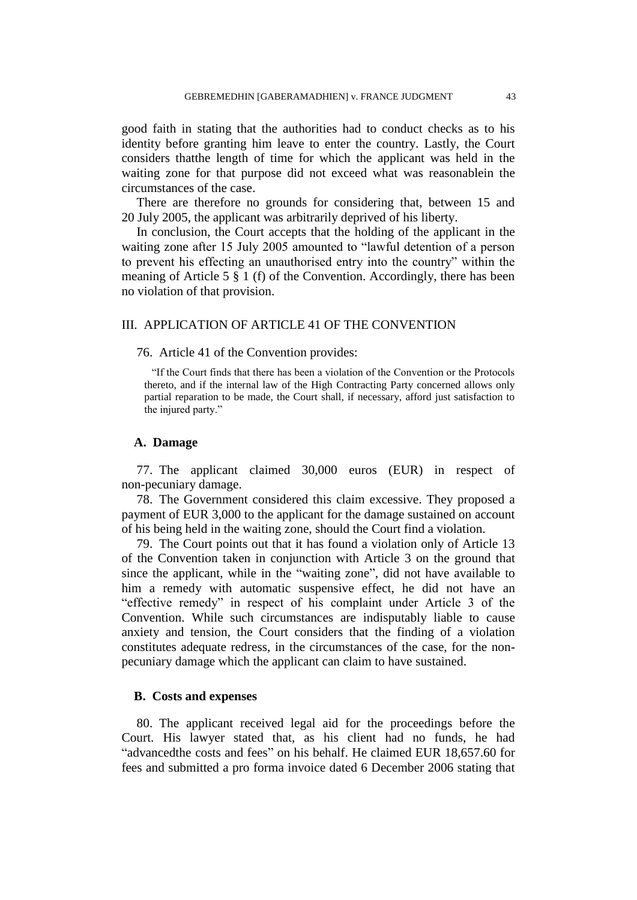good faith in stating that the authorities had to conduct checks as to his identity before granting him leave to enter the country. Lastly, the Court considers thatthe length of time for which the applicant was held in the waiting zone for that purpose did not exceed what was reasonablein the circumstances of the case.

There are therefore no grounds for considering that, between 15 and 20 July 2005, the applicant was arbitrarily deprived of his liberty.

In conclusion, the Court accepts that the holding of the applicant in the waiting zone after 15 July 2005 amounted to "lawful detention of a person to prevent his effecting an unauthorised entry into the country" within the meaning of Article 5 § 1 (f) of the Convention. Accordingly, there has been no violation of that provision.

## III. APPLICATION OF ARTICLE 41 OF THE CONVENTION

76. Article 41 of the Convention provides:

> "If the Court finds that there has been a violation of the Convention or the Protocols thereto, and if the internal law of the High Contracting Party concerned allows only partial reparation to be made, the Court shall, if necessary, afford just satisfaction to the injured party."

### A. Damage

77. The applicant claimed 30,000 euros (EUR) in respect of non-pecuniary damage.

78. The Government considered this claim excessive. They proposed a payment of EUR 3,000 to the applicant for the damage sustained on account of his being held in the waiting zone, should the Court find a violation.

79. The Court points out that it has found a violation only of Article 13 of the Convention taken in conjunction with Article 3 on the ground that since the applicant, while in the "waiting zone", did not have available to him a remedy with automatic suspensive effect, he did not have an "effective remedy" in respect of his complaint under Article 3 of the Convention. While such circumstances are indisputably liable to cause anxiety and tension, the Court considers that the finding of a violation constitutes adequate redress, in the circumstances of the case, for the non-pecuniary damage which the applicant can claim to have sustained.

### B. Costs and expenses

80. The applicant received legal aid for the proceedings before the Court. His lawyer stated that, as his client had no funds, he had "advancedthe costs and fees" on his behalf. He claimed EUR 18,657.60 for fees and submitted a pro forma invoice dated 6 December 2006 stating that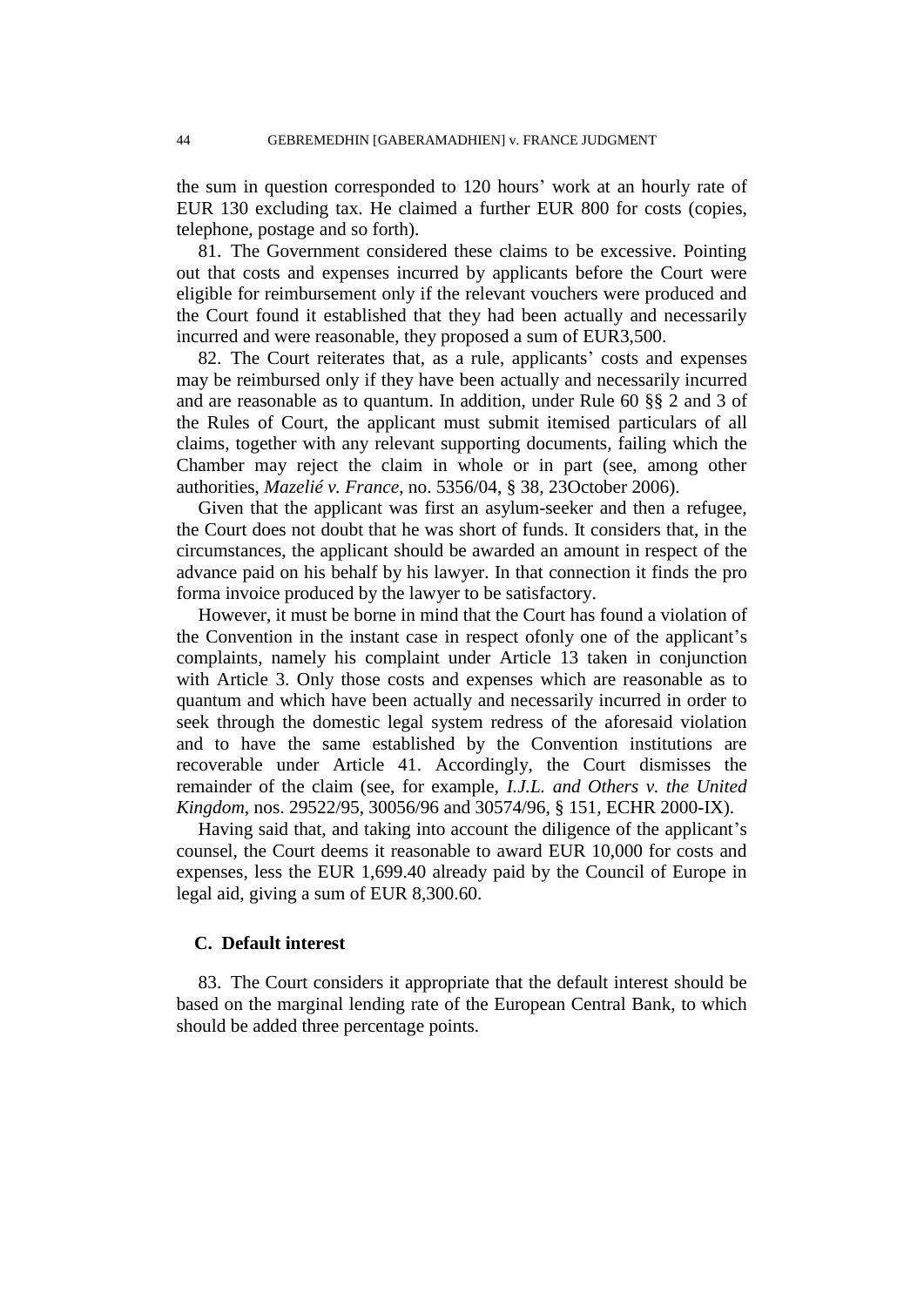the sum in question corresponded to 120 hours' work at an hourly rate of EUR 130 excluding tax. He claimed a further EUR 800 for costs (copies, telephone, postage and so forth).

81. The Government considered these claims to be excessive. Pointing out that costs and expenses incurred by applicants before the Court were eligible for reimbursement only if the relevant vouchers were produced and the Court found it established that they had been actually and necessarily incurred and were reasonable, they proposed a sum of EUR3,500.

82. The Court reiterates that, as a rule, applicants' costs and expenses may be reimbursed only if they have been actually and necessarily incurred and are reasonable as to quantum. In addition, under Rule 60 §§ 2 and 3 of the Rules of Court, the applicant must submit itemised particulars of all claims, together with any relevant supporting documents, failing which the Chamber may reject the claim in whole or in part (see, among other authorities, *Mazelié v. France*, no. 5356/04, § 38, 23October 2006).

Given that the applicant was first an asylum-seeker and then a refugee, the Court does not doubt that he was short of funds. It considers that, in the circumstances, the applicant should be awarded an amount in respect of the advance paid on his behalf by his lawyer. In that connection it finds the pro forma invoice produced by the lawyer to be satisfactory.

However, it must be borne in mind that the Court has found a violation of the Convention in the instant case in respect ofonly one of the applicant's complaints, namely his complaint under Article 13 taken in conjunction with Article 3. Only those costs and expenses which are reasonable as to quantum and which have been actually and necessarily incurred in order to seek through the domestic legal system redress of the aforesaid violation and to have the same established by the Convention institutions are recoverable under Article 41. Accordingly, the Court dismisses the remainder of the claim (see, for example, *I.J.L. and Others v. the United Kingdom*, nos. 29522/95, 30056/96 and 30574/96, § 151, ECHR 2000-IX).

Having said that, and taking into account the diligence of the applicant's counsel, the Court deems it reasonable to award EUR 10,000 for costs and expenses, less the EUR 1,699.40 already paid by the Council of Europe in legal aid, giving a sum of EUR 8,300.60.

## C. Default interest

83. The Court considers it appropriate that the default interest should be based on the marginal lending rate of the European Central Bank, to which should be added three percentage points.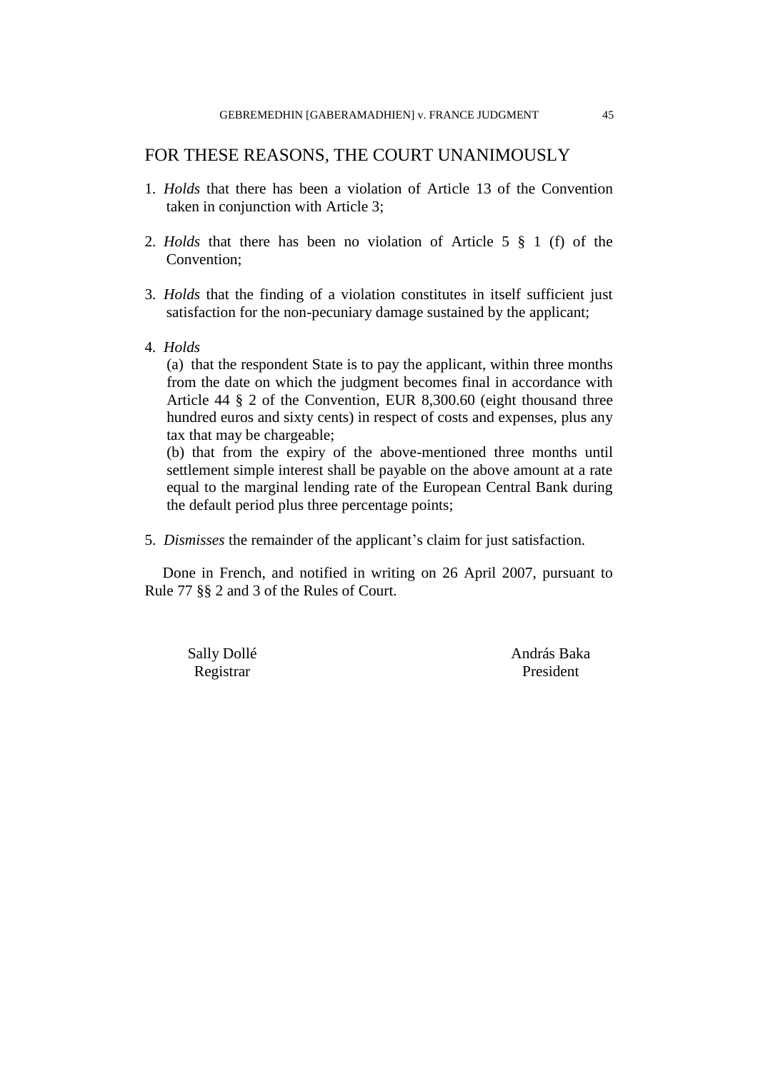## FOR THESE REASONS, THE COURT UNANIMOUSLY

1. *Holds* that there has been a violation of Article 13 of the Convention taken in conjunction with Article 3;

2. *Holds* that there has been no violation of Article 5 § 1 (f) of the Convention;

3. *Holds* that the finding of a violation constitutes in itself sufficient just satisfaction for the non-pecuniary damage sustained by the applicant;

4. *Holds*

   (a) that the respondent State is to pay the applicant, within three months from the date on which the judgment becomes final in accordance with Article 44 § 2 of the Convention, EUR 8,300.60 (eight thousand three hundred euros and sixty cents) in respect of costs and expenses, plus any tax that may be chargeable;

   (b) that from the expiry of the above-mentioned three months until settlement simple interest shall be payable on the above amount at a rate equal to the marginal lending rate of the European Central Bank during the default period plus three percentage points;

5. *Dismisses* the remainder of the applicant's claim for just satisfaction.

Done in French, and notified in writing on 26 April 2007, pursuant to Rule 77 §§ 2 and 3 of the Rules of Court.

Sally Dollé
Registrar

András Baka
President